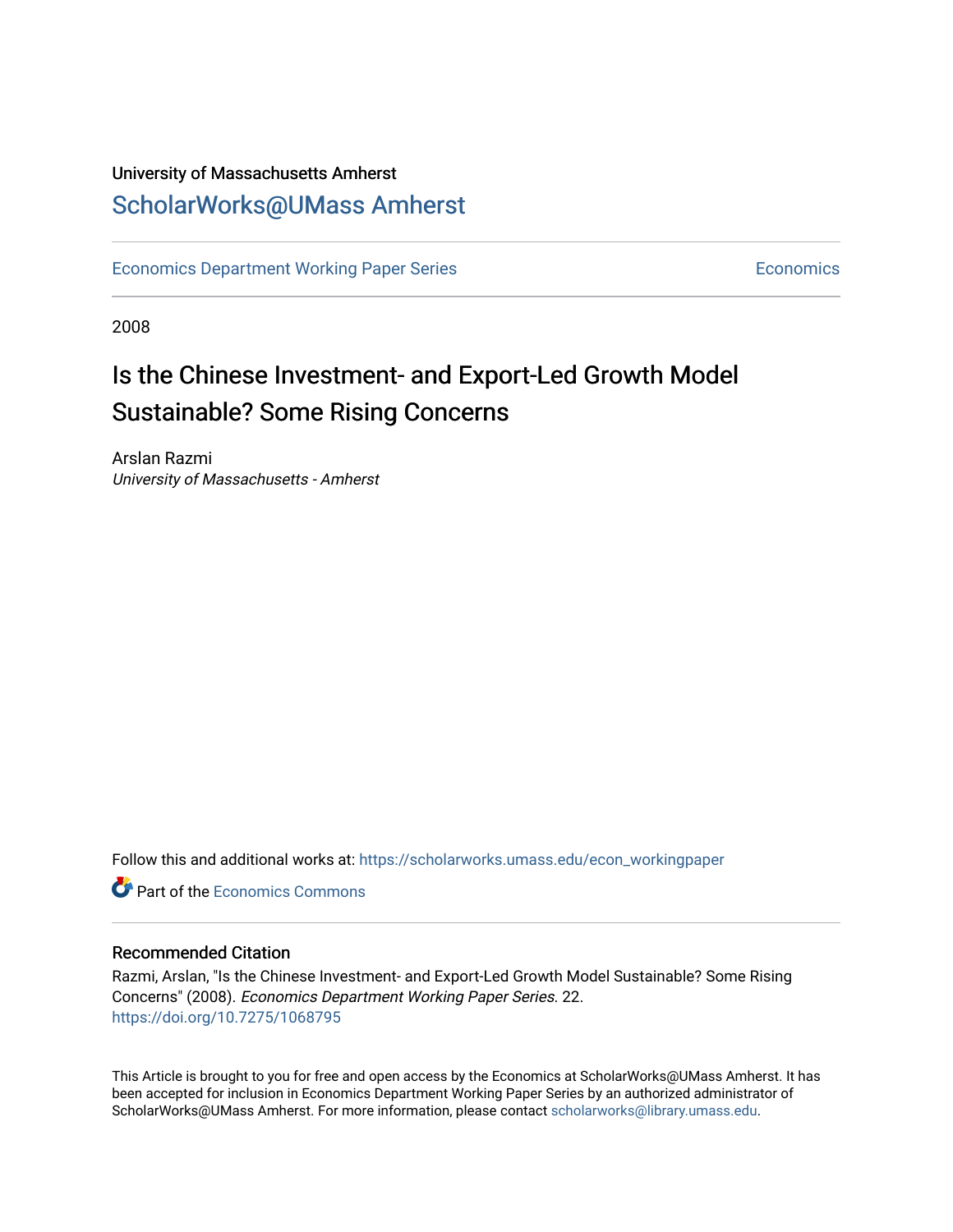University of Massachusetts Amherst

ScholarWorks@UMass Amherst

Economics Department Working Paper Series | Economics

2008

# Is the Chinese Investment- and Export-Led Growth Model Sustainable? Some Rising Concerns

Arslan Razmi

*University of Massachusetts - Amherst*

Follow this and additional works at: https://scholarworks.umass.edu/econ_workingpaper

Part of the Economics Commons

## Recommended Citation

Razmi, Arslan, "Is the Chinese Investment- and Export-Led Growth Model Sustainable? Some Rising Concerns" (2008). *Economics Department Working Paper Series*. 22.

https://doi.org/10.7275/1068795

This Article is brought to you for free and open access by the Economics at ScholarWorks@UMass Amherst. It has been accepted for inclusion in Economics Department Working Paper Series by an authorized administrator of ScholarWorks@UMass Amherst. For more information, please contact scholarworks@library.umass.edu.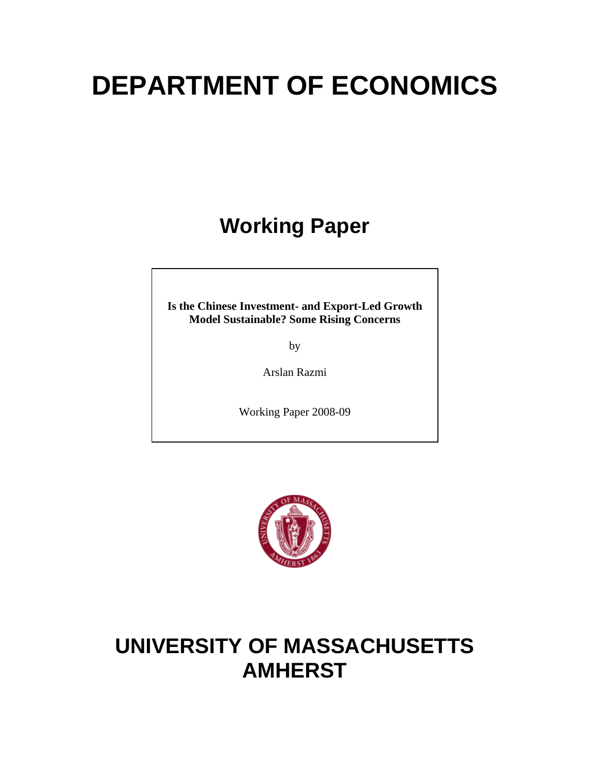# DEPARTMENT OF ECONOMICS

## Working Paper

**Is the Chinese Investment- and Export-Led Growth Model Sustainable? Some Rising Concerns**

by

Arslan Razmi

Working Paper 2008-09

# UNIVERSITY OF MASSACHUSETTS AMHERST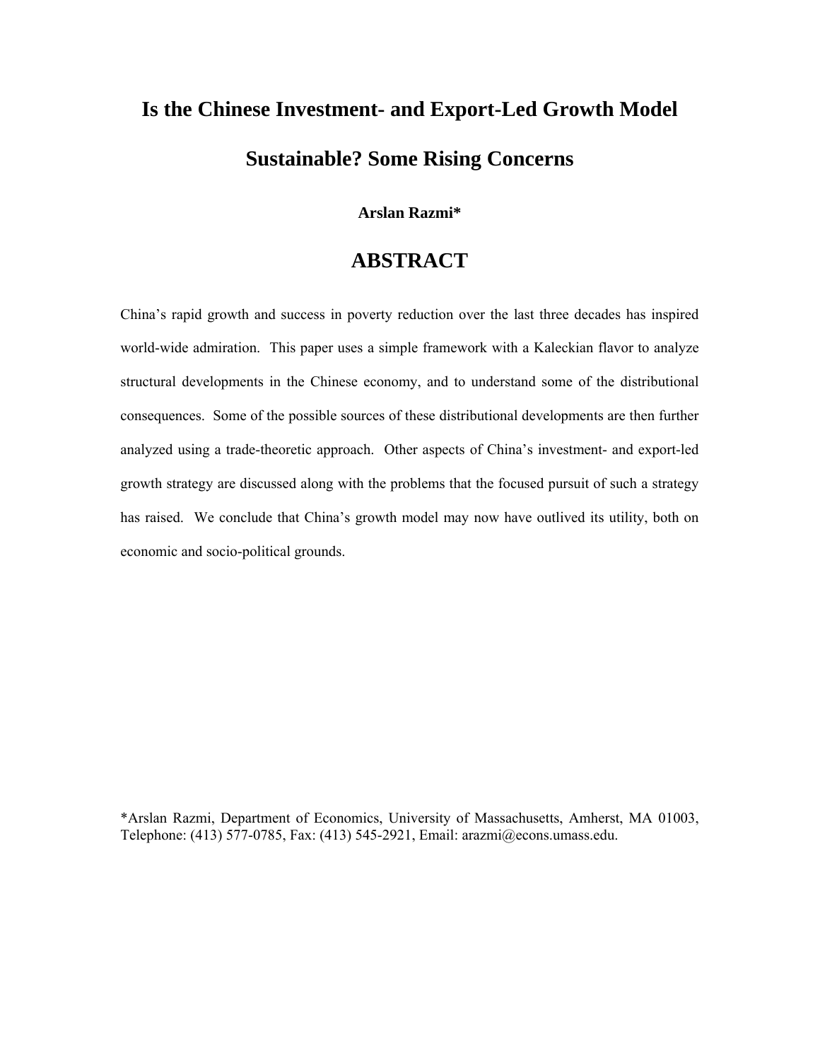# Is the Chinese Investment- and Export-Led Growth Model Sustainable? Some Rising Concerns

**Arslan Razmi***

## ABSTRACT

China's rapid growth and success in poverty reduction over the last three decades has inspired world-wide admiration. This paper uses a simple framework with a Kaleckian flavor to analyze structural developments in the Chinese economy, and to understand some of the distributional consequences. Some of the possible sources of these distributional developments are then further analyzed using a trade-theoretic approach. Other aspects of China's investment- and export-led growth strategy are discussed along with the problems that the focused pursuit of such a strategy has raised. We conclude that China's growth model may now have outlived its utility, both on economic and socio-political grounds.

*Arslan Razmi, Department of Economics, University of Massachusetts, Amherst, MA 01003, Telephone: (413) 577-0785, Fax: (413) 545-2921, Email: arazmi@econs.umass.edu.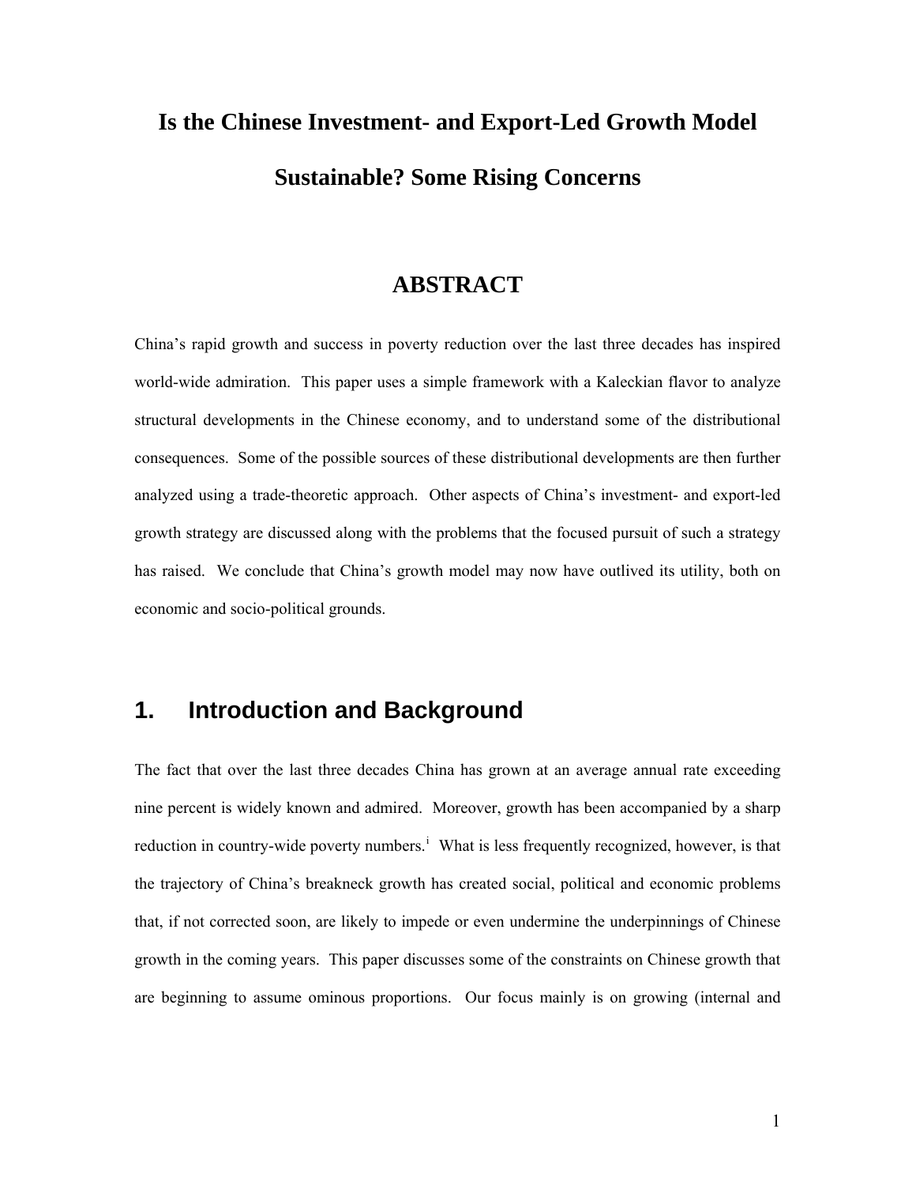# Is the Chinese Investment- and Export-Led Growth Model Sustainable? Some Rising Concerns

## ABSTRACT

China's rapid growth and success in poverty reduction over the last three decades has inspired world-wide admiration. This paper uses a simple framework with a Kaleckian flavor to analyze structural developments in the Chinese economy, and to understand some of the distributional consequences. Some of the possible sources of these distributional developments are then further analyzed using a trade-theoretic approach. Other aspects of China's investment- and export-led growth strategy are discussed along with the problems that the focused pursuit of such a strategy has raised. We conclude that China's growth model may now have outlived its utility, both on economic and socio-political grounds.

## 1. Introduction and Background

The fact that over the last three decades China has grown at an average annual rate exceeding nine percent is widely known and admired. Moreover, growth has been accompanied by a sharp reduction in country-wide poverty numbers.[i] What is less frequently recognized, however, is that the trajectory of China's breakneck growth has created social, political and economic problems that, if not corrected soon, are likely to impede or even undermine the underpinnings of Chinese growth in the coming years. This paper discusses some of the constraints on Chinese growth that are beginning to assume ominous proportions. Our focus mainly is on growing (internal and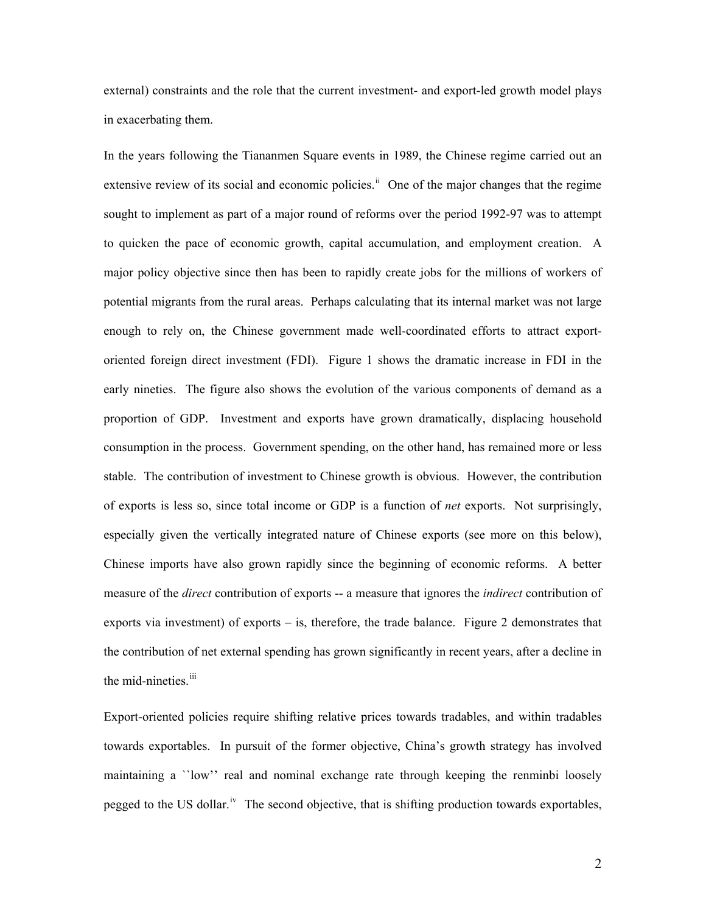external) constraints and the role that the current investment- and export-led growth model plays in exacerbating them.

In the years following the Tiananmen Square events in 1989, the Chinese regime carried out an extensive review of its social and economic policies.[ii] One of the major changes that the regime sought to implement as part of a major round of reforms over the period 1992-97 was to attempt to quicken the pace of economic growth, capital accumulation, and employment creation. A major policy objective since then has been to rapidly create jobs for the millions of workers of potential migrants from the rural areas. Perhaps calculating that its internal market was not large enough to rely on, the Chinese government made well-coordinated efforts to attract export-oriented foreign direct investment (FDI). Figure 1 shows the dramatic increase in FDI in the early nineties. The figure also shows the evolution of the various components of demand as a proportion of GDP. Investment and exports have grown dramatically, displacing household consumption in the process. Government spending, on the other hand, has remained more or less stable. The contribution of investment to Chinese growth is obvious. However, the contribution of exports is less so, since total income or GDP is a function of *net* exports. Not surprisingly, especially given the vertically integrated nature of Chinese exports (see more on this below), Chinese imports have also grown rapidly since the beginning of economic reforms. A better measure of the *direct* contribution of exports -- a measure that ignores the *indirect* contribution of exports via investment) of exports – is, therefore, the trade balance. Figure 2 demonstrates that the contribution of net external spending has grown significantly in recent years, after a decline in the mid-nineties.[iii]

Export-oriented policies require shifting relative prices towards tradables, and within tradables towards exportables. In pursuit of the former objective, China's growth strategy has involved maintaining a ``low'' real and nominal exchange rate through keeping the renminbi loosely pegged to the US dollar.[iv] The second objective, that is shifting production towards exportables,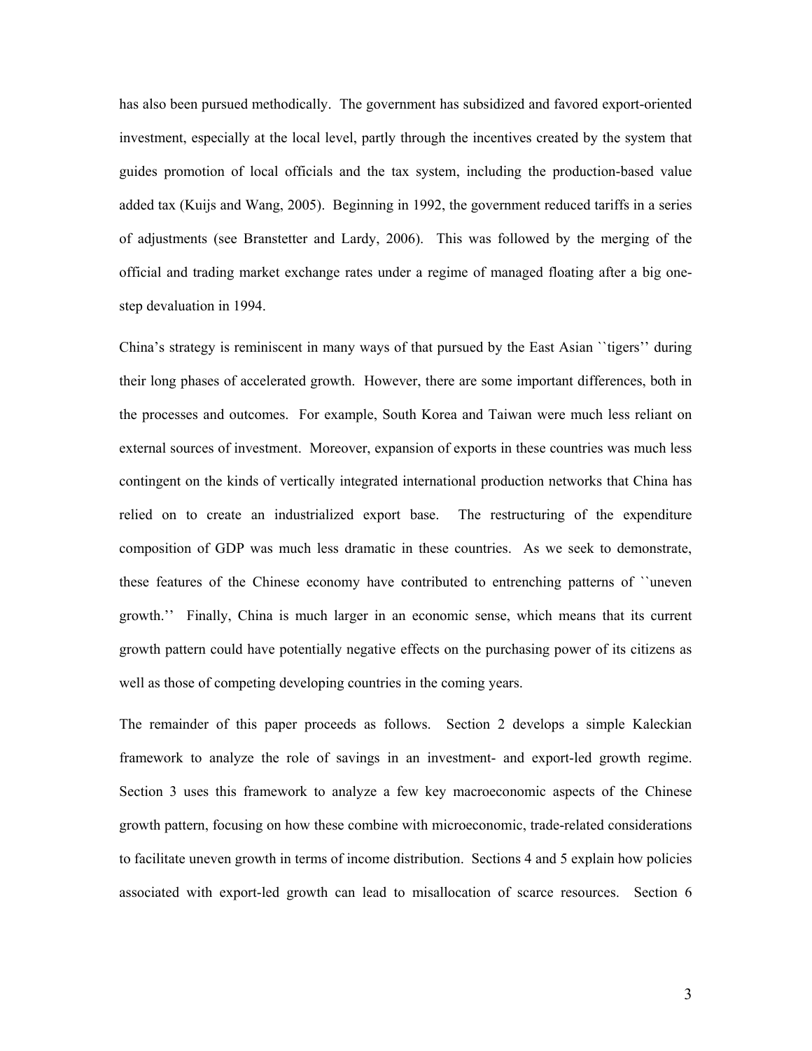has also been pursued methodically. The government has subsidized and favored export-oriented investment, especially at the local level, partly through the incentives created by the system that guides promotion of local officials and the tax system, including the production-based value added tax (Kuijs and Wang, 2005). Beginning in 1992, the government reduced tariffs in a series of adjustments (see Branstetter and Lardy, 2006). This was followed by the merging of the official and trading market exchange rates under a regime of managed floating after a big one-step devaluation in 1994.

China's strategy is reminiscent in many ways of that pursued by the East Asian ``tigers'' during their long phases of accelerated growth. However, there are some important differences, both in the processes and outcomes. For example, South Korea and Taiwan were much less reliant on external sources of investment. Moreover, expansion of exports in these countries was much less contingent on the kinds of vertically integrated international production networks that China has relied on to create an industrialized export base. The restructuring of the expenditure composition of GDP was much less dramatic in these countries. As we seek to demonstrate, these features of the Chinese economy have contributed to entrenching patterns of ``uneven growth.'' Finally, China is much larger in an economic sense, which means that its current growth pattern could have potentially negative effects on the purchasing power of its citizens as well as those of competing developing countries in the coming years.

The remainder of this paper proceeds as follows. Section 2 develops a simple Kaleckian framework to analyze the role of savings in an investment- and export-led growth regime. Section 3 uses this framework to analyze a few key macroeconomic aspects of the Chinese growth pattern, focusing on how these combine with microeconomic, trade-related considerations to facilitate uneven growth in terms of income distribution. Sections 4 and 5 explain how policies associated with export-led growth can lead to misallocation of scarce resources. Section 6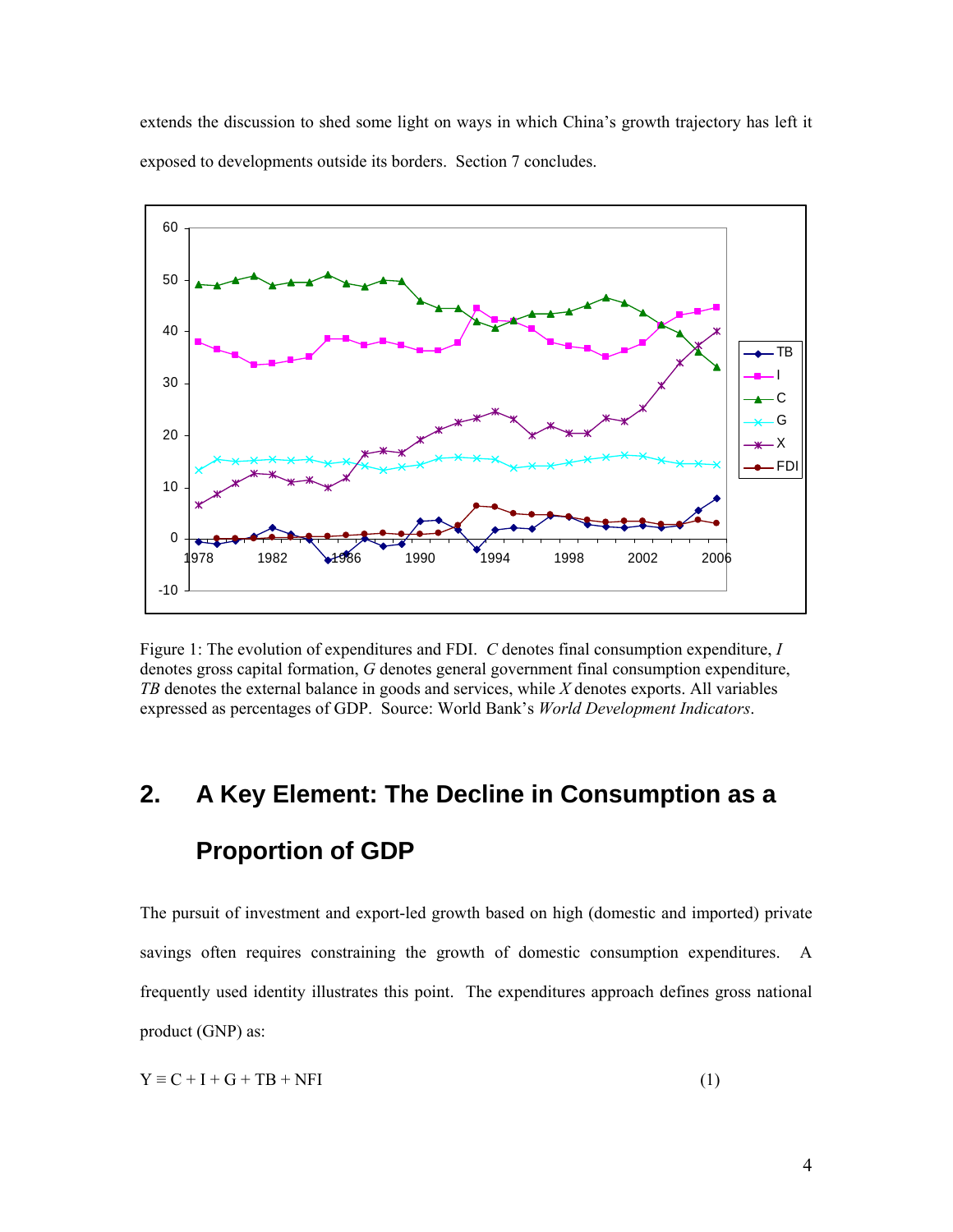extends the discussion to shed some light on ways in which China's growth trajectory has left it exposed to developments outside its borders. Section 7 concludes.

Figure 1: The evolution of expenditures and FDI. *C* denotes final consumption expenditure, *I* denotes gross capital formation, *G* denotes general government final consumption expenditure, *TB* denotes the external balance in goods and services, while *X* denotes exports. All variables expressed as percentages of GDP. Source: World Bank's *World Development Indicators*.

## 2. A Key Element: The Decline in Consumption as a Proportion of GDP

The pursuit of investment and export-led growth based on high (domestic and imported) private savings often requires constraining the growth of domestic consumption expenditures. A frequently used identity illustrates this point. The expenditures approach defines gross national product (GNP) as:

$$Y \equiv C + I + G + TB + NFI \tag{1}$$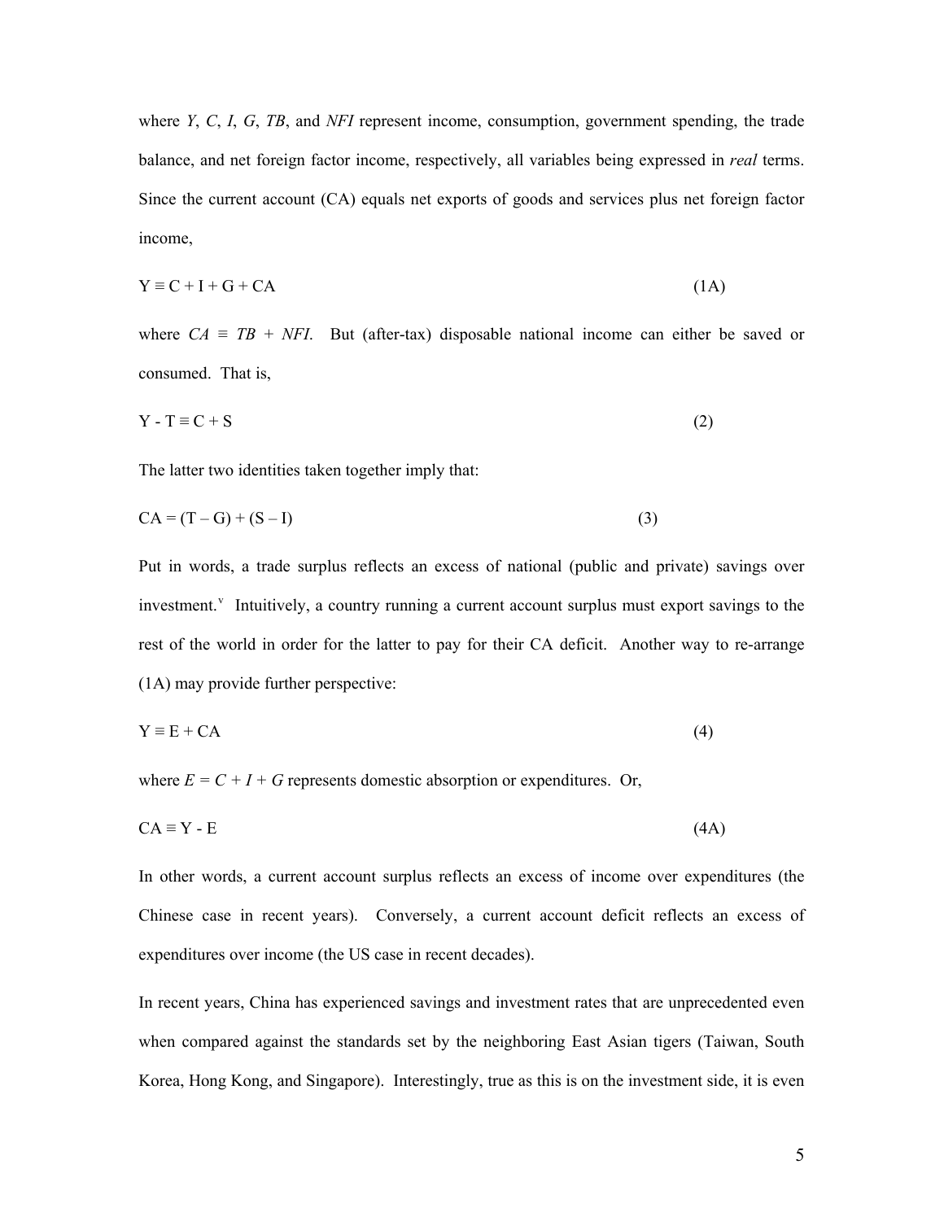where $Y$, $C$, $I$, $G$, $TB$, and $NFI$ represent income, consumption, government spending, the trade balance, and net foreign factor income, respectively, all variables being expressed in *real* terms. Since the current account (CA) equals net exports of goods and services plus net foreign factor income,

$$Y \equiv C + I + G + CA \qquad (1A)$$

where $CA \equiv TB + NFI$. But (after-tax) disposable national income can either be saved or consumed. That is,

$$Y - T \equiv C + S \qquad (2)$$

The latter two identities taken together imply that:

$$CA = (T - G) + (S - I) \qquad (3)$$

Put in words, a trade surplus reflects an excess of national (public and private) savings over investment.[v] Intuitively, a country running a current account surplus must export savings to the rest of the world in order for the latter to pay for their CA deficit. Another way to re-arrange (1A) may provide further perspective:

$$Y \equiv E + CA \qquad (4)$$

where $E = C + I + G$ represents domestic absorption or expenditures. Or,

$$CA \equiv Y - E \qquad (4A)$$

In other words, a current account surplus reflects an excess of income over expenditures (the Chinese case in recent years). Conversely, a current account deficit reflects an excess of expenditures over income (the US case in recent decades).

In recent years, China has experienced savings and investment rates that are unprecedented even when compared against the standards set by the neighboring East Asian tigers (Taiwan, South Korea, Hong Kong, and Singapore). Interestingly, true as this is on the investment side, it is even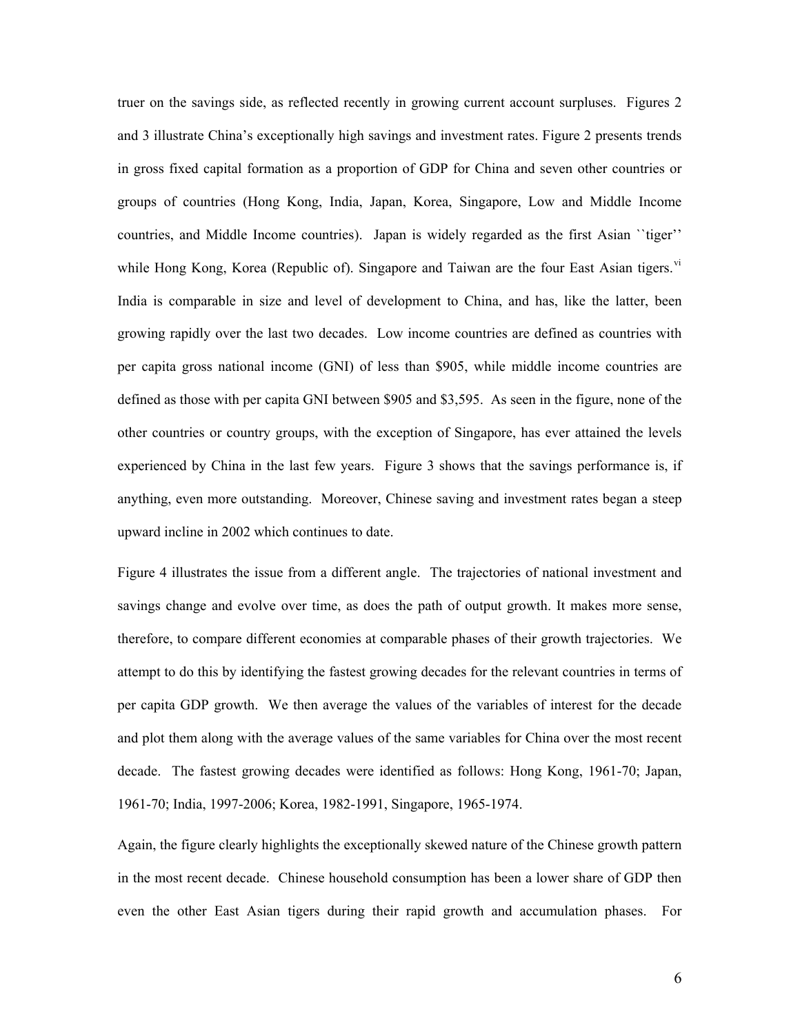truer on the savings side, as reflected recently in growing current account surpluses. Figures 2 and 3 illustrate China's exceptionally high savings and investment rates. Figure 2 presents trends in gross fixed capital formation as a proportion of GDP for China and seven other countries or groups of countries (Hong Kong, India, Japan, Korea, Singapore, Low and Middle Income countries, and Middle Income countries). Japan is widely regarded as the first Asian ``tiger'' while Hong Kong, Korea (Republic of). Singapore and Taiwan are the four East Asian tigers.[vi] India is comparable in size and level of development to China, and has, like the latter, been growing rapidly over the last two decades. Low income countries are defined as countries with per capita gross national income (GNI) of less than $905, while middle income countries are defined as those with per capita GNI between $905 and $3,595. As seen in the figure, none of the other countries or country groups, with the exception of Singapore, has ever attained the levels experienced by China in the last few years. Figure 3 shows that the savings performance is, if anything, even more outstanding. Moreover, Chinese saving and investment rates began a steep upward incline in 2002 which continues to date.

Figure 4 illustrates the issue from a different angle. The trajectories of national investment and savings change and evolve over time, as does the path of output growth. It makes more sense, therefore, to compare different economies at comparable phases of their growth trajectories. We attempt to do this by identifying the fastest growing decades for the relevant countries in terms of per capita GDP growth. We then average the values of the variables of interest for the decade and plot them along with the average values of the same variables for China over the most recent decade. The fastest growing decades were identified as follows: Hong Kong, 1961-70; Japan, 1961-70; India, 1997-2006; Korea, 1982-1991, Singapore, 1965-1974.

Again, the figure clearly highlights the exceptionally skewed nature of the Chinese growth pattern in the most recent decade. Chinese household consumption has been a lower share of GDP then even the other East Asian tigers during their rapid growth and accumulation phases. For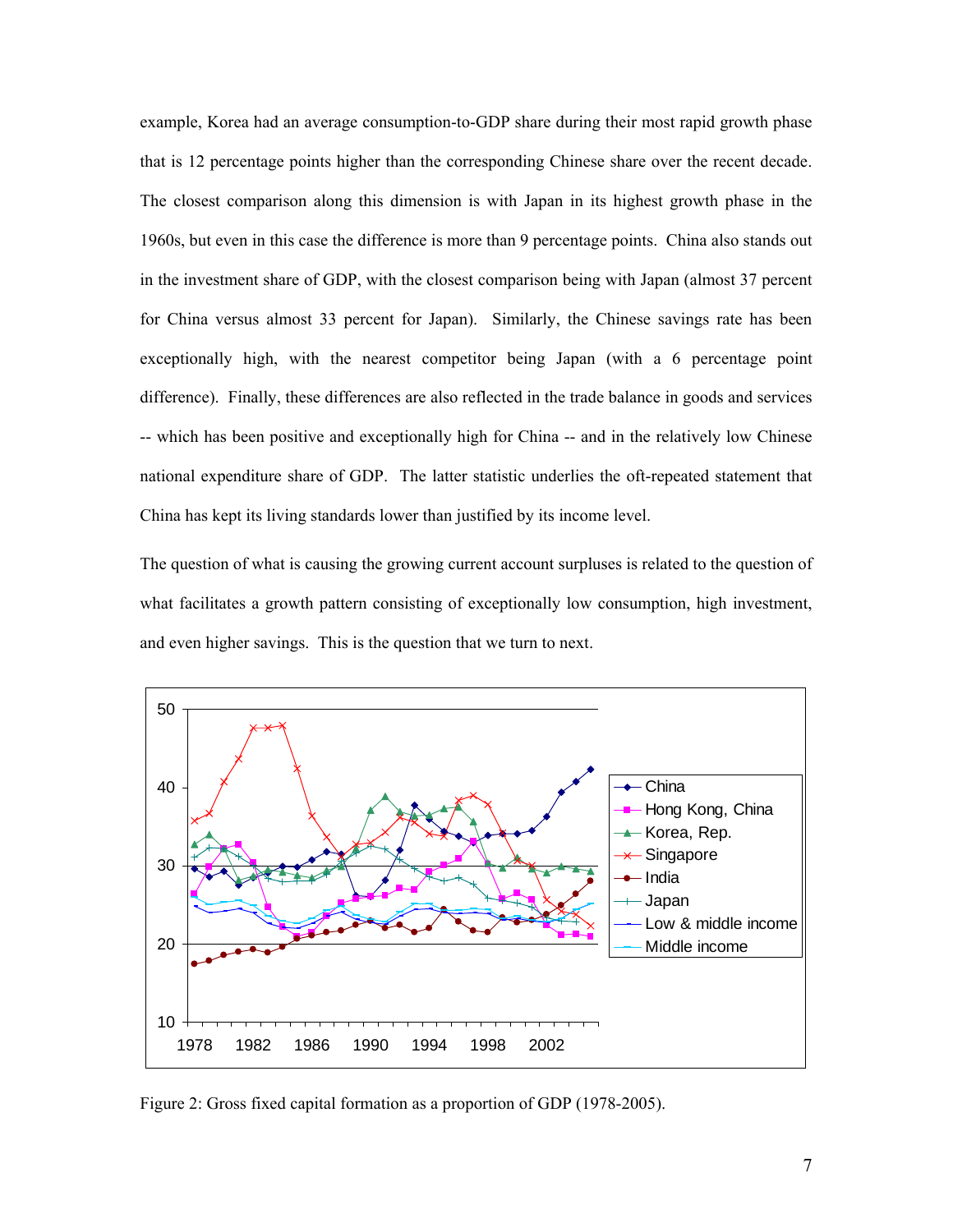example, Korea had an average consumption-to-GDP share during their most rapid growth phase that is 12 percentage points higher than the corresponding Chinese share over the recent decade. The closest comparison along this dimension is with Japan in its highest growth phase in the 1960s, but even in this case the difference is more than 9 percentage points. China also stands out in the investment share of GDP, with the closest comparison being with Japan (almost 37 percent for China versus almost 33 percent for Japan). Similarly, the Chinese savings rate has been exceptionally high, with the nearest competitor being Japan (with a 6 percentage point difference). Finally, these differences are also reflected in the trade balance in goods and services -- which has been positive and exceptionally high for China -- and in the relatively low Chinese national expenditure share of GDP. The latter statistic underlies the oft-repeated statement that China has kept its living standards lower than justified by its income level.

The question of what is causing the growing current account surpluses is related to the question of what facilitates a growth pattern consisting of exceptionally low consumption, high investment, and even higher savings. This is the question that we turn to next.

Figure 2: Gross fixed capital formation as a proportion of GDP (1978-2005).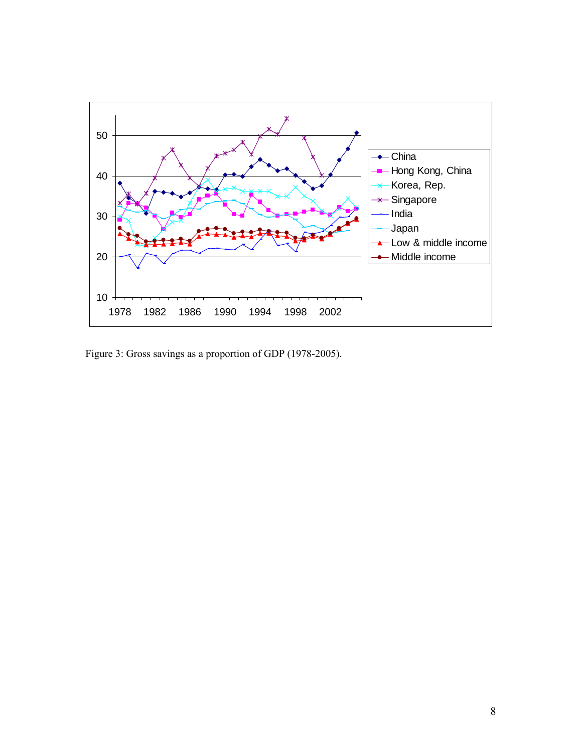Figure 3: Gross savings as a proportion of GDP (1978-2005).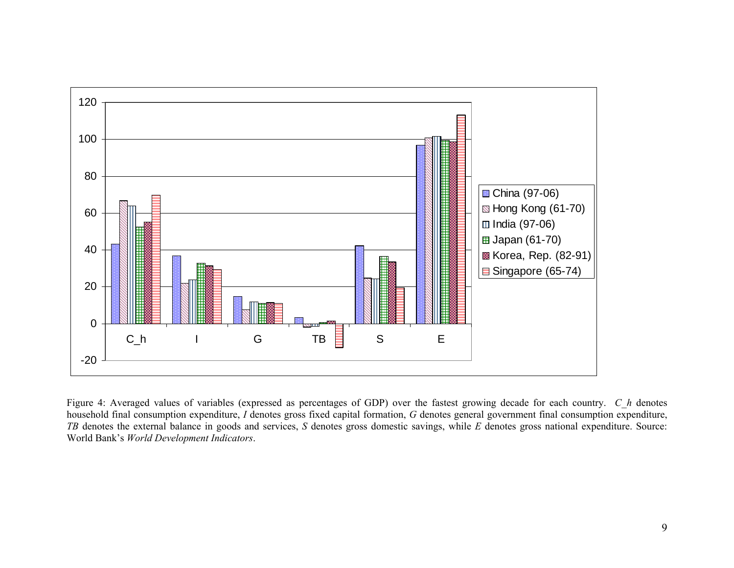Figure 4: Averaged values of variables (expressed as percentages of GDP) over the fastest growing decade for each country. *C_h* denotes household final consumption expenditure, *I* denotes gross fixed capital formation, *G* denotes general government final consumption expenditure, *TB* denotes the external balance in goods and services, *S* denotes gross domestic savings, while *E* denotes gross national expenditure. Source: World Bank's *World Development Indicators*.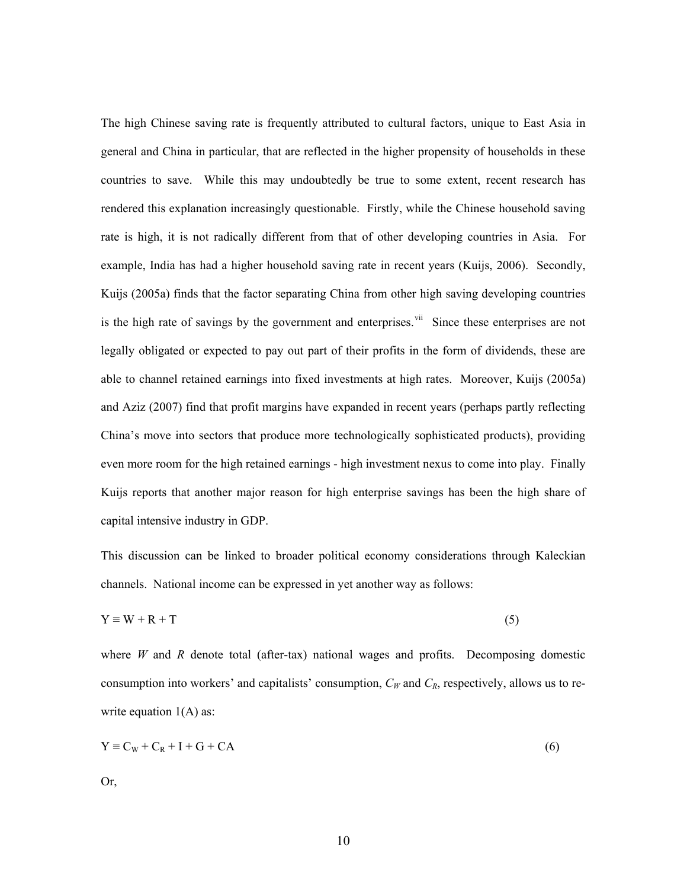The high Chinese saving rate is frequently attributed to cultural factors, unique to East Asia in general and China in particular, that are reflected in the higher propensity of households in these countries to save. While this may undoubtedly be true to some extent, recent research has rendered this explanation increasingly questionable. Firstly, while the Chinese household saving rate is high, it is not radically different from that of other developing countries in Asia. For example, India has had a higher household saving rate in recent years (Kuijs, 2006). Secondly, Kuijs (2005a) finds that the factor separating China from other high saving developing countries is the high rate of savings by the government and enterprises.[vii] Since these enterprises are not legally obligated or expected to pay out part of their profits in the form of dividends, these are able to channel retained earnings into fixed investments at high rates. Moreover, Kuijs (2005a) and Aziz (2007) find that profit margins have expanded in recent years (perhaps partly reflecting China's move into sectors that produce more technologically sophisticated products), providing even more room for the high retained earnings - high investment nexus to come into play. Finally Kuijs reports that another major reason for high enterprise savings has been the high share of capital intensive industry in GDP.

This discussion can be linked to broader political economy considerations through Kaleckian channels. National income can be expressed in yet another way as follows:

$$Y \equiv W + R + T \tag{5}$$

where $W$ and $R$ denote total (after-tax) national wages and profits. Decomposing domestic consumption into workers' and capitalists' consumption, $C_W$ and $C_R$, respectively, allows us to re-write equation 1(A) as:

$$Y \equiv C_W + C_R + I + G + CA \tag{6}$$

Or,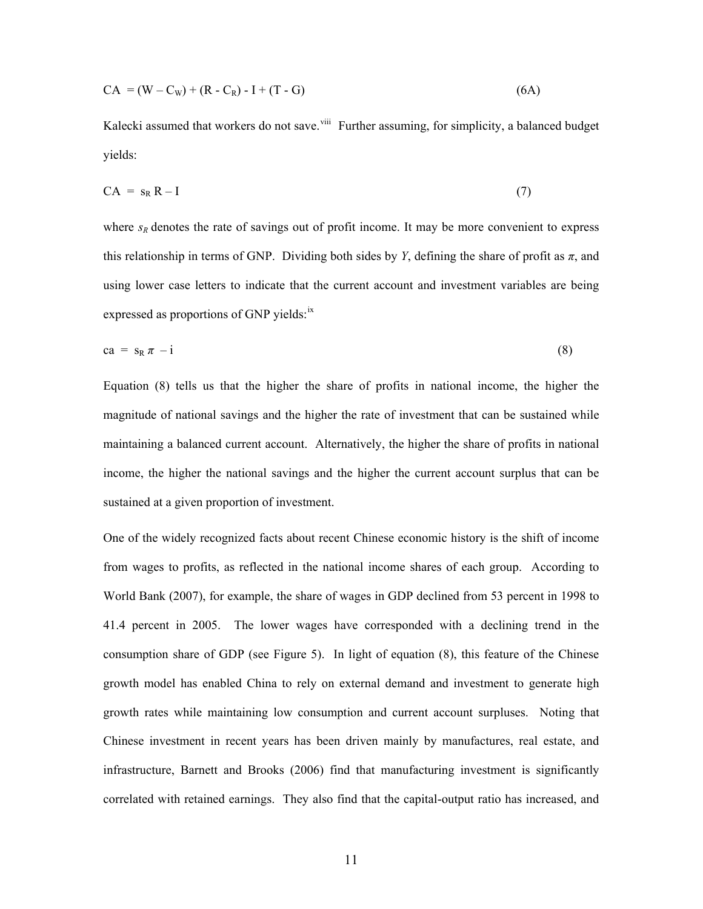$$CA = (W - C_W) + (R - C_R) - I + (T - G) \qquad (6A)$$

Kalecki assumed that workers do not save.[viii] Further assuming, for simplicity, a balanced budget yields:

$$CA = s_R R - I \qquad (7)$$

where $s_R$ denotes the rate of savings out of profit income. It may be more convenient to express this relationship in terms of GNP. Dividing both sides by $Y$, defining the share of profit as $\pi$, and using lower case letters to indicate that the current account and investment variables are being expressed as proportions of GNP yields:[ix]

$$ca = s_R \pi - i \qquad (8)$$

Equation (8) tells us that the higher the share of profits in national income, the higher the magnitude of national savings and the higher the rate of investment that can be sustained while maintaining a balanced current account. Alternatively, the higher the share of profits in national income, the higher the national savings and the higher the current account surplus that can be sustained at a given proportion of investment.

One of the widely recognized facts about recent Chinese economic history is the shift of income from wages to profits, as reflected in the national income shares of each group. According to World Bank (2007), for example, the share of wages in GDP declined from 53 percent in 1998 to 41.4 percent in 2005. The lower wages have corresponded with a declining trend in the consumption share of GDP (see Figure 5). In light of equation (8), this feature of the Chinese growth model has enabled China to rely on external demand and investment to generate high growth rates while maintaining low consumption and current account surpluses. Noting that Chinese investment in recent years has been driven mainly by manufactures, real estate, and infrastructure, Barnett and Brooks (2006) find that manufacturing investment is significantly correlated with retained earnings. They also find that the capital-output ratio has increased, and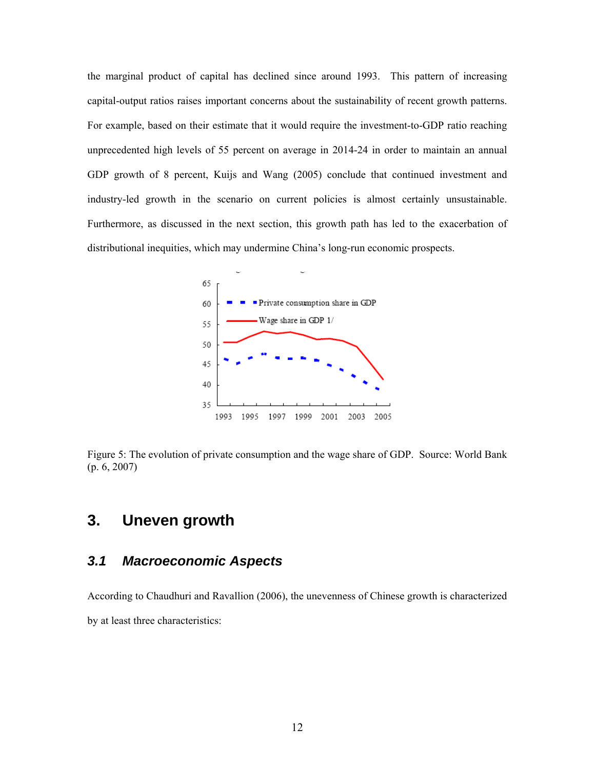the marginal product of capital has declined since around 1993. This pattern of increasing capital-output ratios raises important concerns about the sustainability of recent growth patterns. For example, based on their estimate that it would require the investment-to-GDP ratio reaching unprecedented high levels of 55 percent on average in 2014-24 in order to maintain an annual GDP growth of 8 percent, Kuijs and Wang (2005) conclude that continued investment and industry-led growth in the scenario on current policies is almost certainly unsustainable. Furthermore, as discussed in the next section, this growth path has led to the exacerbation of distributional inequities, which may undermine China's long-run economic prospects.

Figure 5: The evolution of private consumption and the wage share of GDP. Source: World Bank (p. 6, 2007)

## 3. Uneven growth

### *3.1 Macroeconomic Aspects*

According to Chaudhuri and Ravallion (2006), the unevenness of Chinese growth is characterized by at least three characteristics: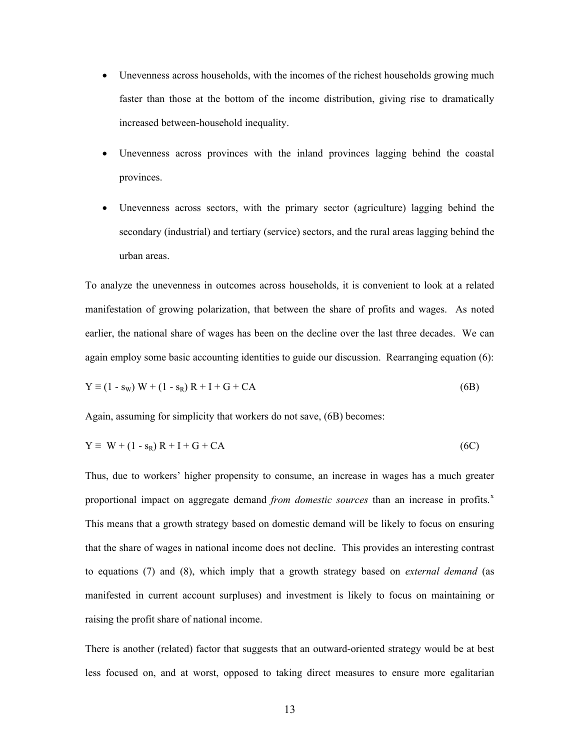- Unevenness across households, with the incomes of the richest households growing much faster than those at the bottom of the income distribution, giving rise to dramatically increased between-household inequality.
- Unevenness across provinces with the inland provinces lagging behind the coastal provinces.
- Unevenness across sectors, with the primary sector (agriculture) lagging behind the secondary (industrial) and tertiary (service) sectors, and the rural areas lagging behind the urban areas.

To analyze the unevenness in outcomes across households, it is convenient to look at a related manifestation of growing polarization, that between the share of profits and wages. As noted earlier, the national share of wages has been on the decline over the last three decades. We can again employ some basic accounting identities to guide our discussion. Rearranging equation (6):

$$Y \equiv (1 - s_W)\, W + (1 - s_R)\, R + I + G + CA \qquad (6B)$$

Again, assuming for simplicity that workers do not save, (6B) becomes:

$$Y \equiv W + (1 - s_R)\, R + I + G + CA \qquad (6C)$$

Thus, due to workers' higher propensity to consume, an increase in wages has a much greater proportional impact on aggregate demand *from domestic sources* than an increase in profits.[x] This means that a growth strategy based on domestic demand will be likely to focus on ensuring that the share of wages in national income does not decline. This provides an interesting contrast to equations (7) and (8), which imply that a growth strategy based on *external demand* (as manifested in current account surpluses) and investment is likely to focus on maintaining or raising the profit share of national income.

There is another (related) factor that suggests that an outward-oriented strategy would be at best less focused on, and at worst, opposed to taking direct measures to ensure more egalitarian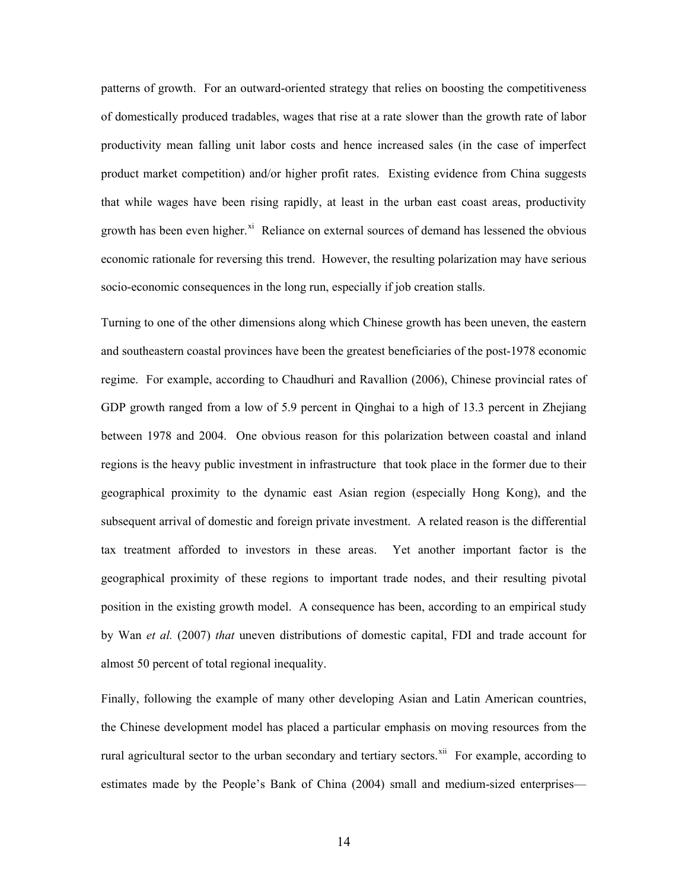patterns of growth. For an outward-oriented strategy that relies on boosting the competitiveness of domestically produced tradables, wages that rise at a rate slower than the growth rate of labor productivity mean falling unit labor costs and hence increased sales (in the case of imperfect product market competition) and/or higher profit rates. Existing evidence from China suggests that while wages have been rising rapidly, at least in the urban east coast areas, productivity growth has been even higher.[xi] Reliance on external sources of demand has lessened the obvious economic rationale for reversing this trend. However, the resulting polarization may have serious socio-economic consequences in the long run, especially if job creation stalls.

Turning to one of the other dimensions along which Chinese growth has been uneven, the eastern and southeastern coastal provinces have been the greatest beneficiaries of the post-1978 economic regime. For example, according to Chaudhuri and Ravallion (2006), Chinese provincial rates of GDP growth ranged from a low of 5.9 percent in Qinghai to a high of 13.3 percent in Zhejiang between 1978 and 2004. One obvious reason for this polarization between coastal and inland regions is the heavy public investment in infrastructure that took place in the former due to their geographical proximity to the dynamic east Asian region (especially Hong Kong), and the subsequent arrival of domestic and foreign private investment. A related reason is the differential tax treatment afforded to investors in these areas. Yet another important factor is the geographical proximity of these regions to important trade nodes, and their resulting pivotal position in the existing growth model. A consequence has been, according to an empirical study by Wan *et al.* (2007) *that* uneven distributions of domestic capital, FDI and trade account for almost 50 percent of total regional inequality.

Finally, following the example of many other developing Asian and Latin American countries, the Chinese development model has placed a particular emphasis on moving resources from the rural agricultural sector to the urban secondary and tertiary sectors.[xii] For example, according to estimates made by the People's Bank of China (2004) small and medium-sized enterprises—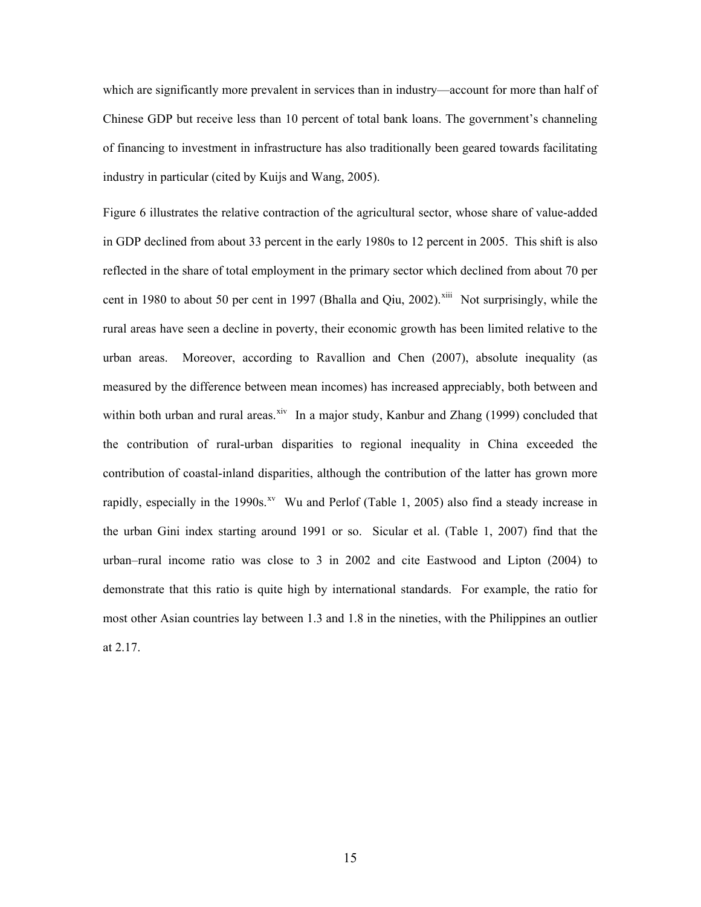which are significantly more prevalent in services than in industry—account for more than half of Chinese GDP but receive less than 10 percent of total bank loans. The government's channeling of financing to investment in infrastructure has also traditionally been geared towards facilitating industry in particular (cited by Kuijs and Wang, 2005).

Figure 6 illustrates the relative contraction of the agricultural sector, whose share of value-added in GDP declined from about 33 percent in the early 1980s to 12 percent in 2005. This shift is also reflected in the share of total employment in the primary sector which declined from about 70 per cent in 1980 to about 50 per cent in 1997 (Bhalla and Qiu, 2002).[xiii] Not surprisingly, while the rural areas have seen a decline in poverty, their economic growth has been limited relative to the urban areas. Moreover, according to Ravallion and Chen (2007), absolute inequality (as measured by the difference between mean incomes) has increased appreciably, both between and within both urban and rural areas.[xiv] In a major study, Kanbur and Zhang (1999) concluded that the contribution of rural-urban disparities to regional inequality in China exceeded the contribution of coastal-inland disparities, although the contribution of the latter has grown more rapidly, especially in the 1990s.[xv] Wu and Perlof (Table 1, 2005) also find a steady increase in the urban Gini index starting around 1991 or so. Sicular et al. (Table 1, 2007) find that the urban–rural income ratio was close to 3 in 2002 and cite Eastwood and Lipton (2004) to demonstrate that this ratio is quite high by international standards. For example, the ratio for most other Asian countries lay between 1.3 and 1.8 in the nineties, with the Philippines an outlier at 2.17.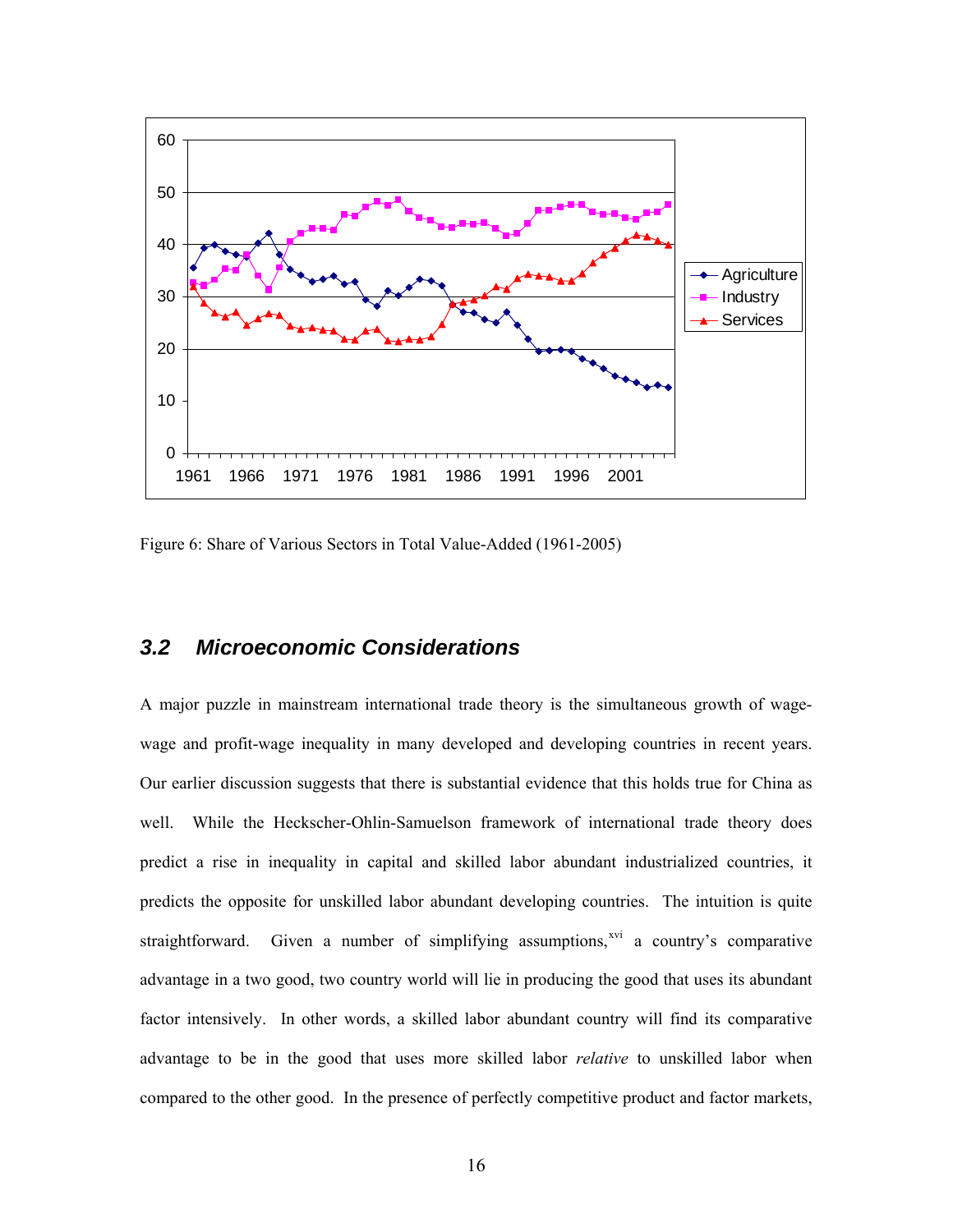Figure 6: Share of Various Sectors in Total Value-Added (1961-2005)

## 3.2 Microeconomic Considerations

A major puzzle in mainstream international trade theory is the simultaneous growth of wage-wage and profit-wage inequality in many developed and developing countries in recent years. Our earlier discussion suggests that there is substantial evidence that this holds true for China as well. While the Heckscher-Ohlin-Samuelson framework of international trade theory does predict a rise in inequality in capital and skilled labor abundant industrialized countries, it predicts the opposite for unskilled labor abundant developing countries. The intuition is quite straightforward. Given a number of simplifying assumptions,[xvi] a country's comparative advantage in a two good, two country world will lie in producing the good that uses its abundant factor intensively. In other words, a skilled labor abundant country will find its comparative advantage to be in the good that uses more skilled labor *relative* to unskilled labor when compared to the other good. In the presence of perfectly competitive product and factor markets,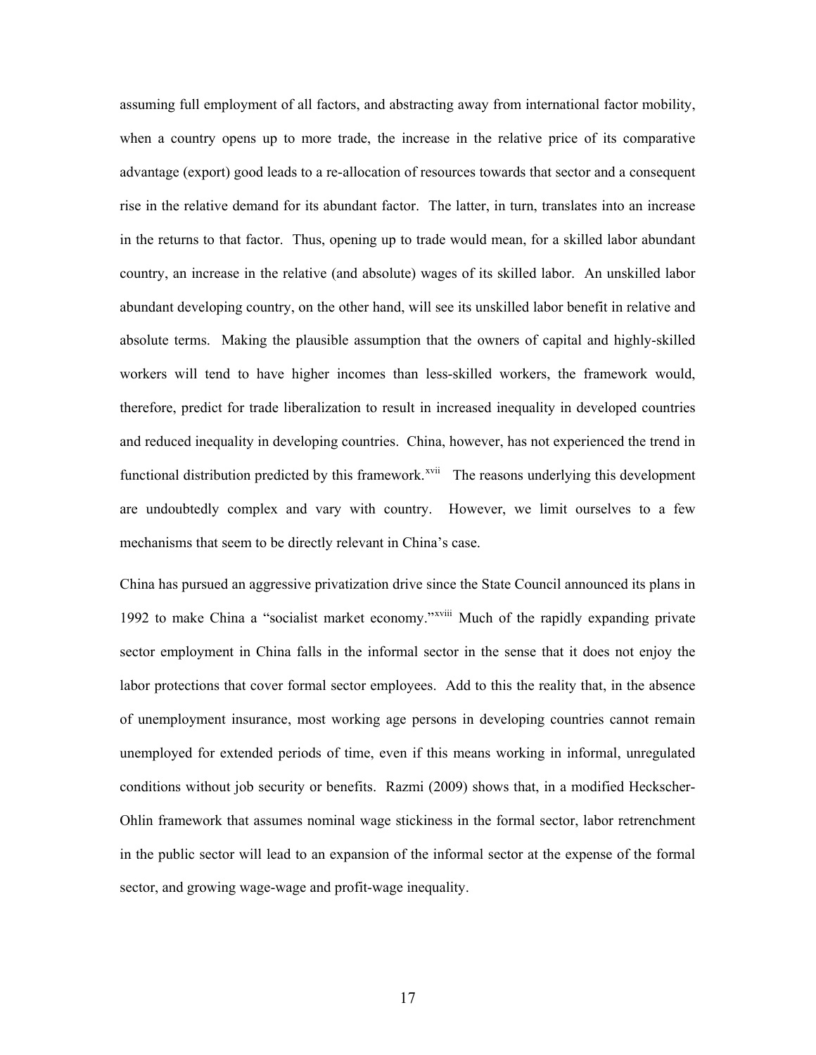assuming full employment of all factors, and abstracting away from international factor mobility, when a country opens up to more trade, the increase in the relative price of its comparative advantage (export) good leads to a re-allocation of resources towards that sector and a consequent rise in the relative demand for its abundant factor. The latter, in turn, translates into an increase in the returns to that factor. Thus, opening up to trade would mean, for a skilled labor abundant country, an increase in the relative (and absolute) wages of its skilled labor. An unskilled labor abundant developing country, on the other hand, will see its unskilled labor benefit in relative and absolute terms. Making the plausible assumption that the owners of capital and highly-skilled workers will tend to have higher incomes than less-skilled workers, the framework would, therefore, predict for trade liberalization to result in increased inequality in developed countries and reduced inequality in developing countries. China, however, has not experienced the trend in functional distribution predicted by this framework.[xvii] The reasons underlying this development are undoubtedly complex and vary with country. However, we limit ourselves to a few mechanisms that seem to be directly relevant in China's case.

China has pursued an aggressive privatization drive since the State Council announced its plans in 1992 to make China a "socialist market economy."[xviii] Much of the rapidly expanding private sector employment in China falls in the informal sector in the sense that it does not enjoy the labor protections that cover formal sector employees. Add to this the reality that, in the absence of unemployment insurance, most working age persons in developing countries cannot remain unemployed for extended periods of time, even if this means working in informal, unregulated conditions without job security or benefits. Razmi (2009) shows that, in a modified Heckscher-Ohlin framework that assumes nominal wage stickiness in the formal sector, labor retrenchment in the public sector will lead to an expansion of the informal sector at the expense of the formal sector, and growing wage-wage and profit-wage inequality.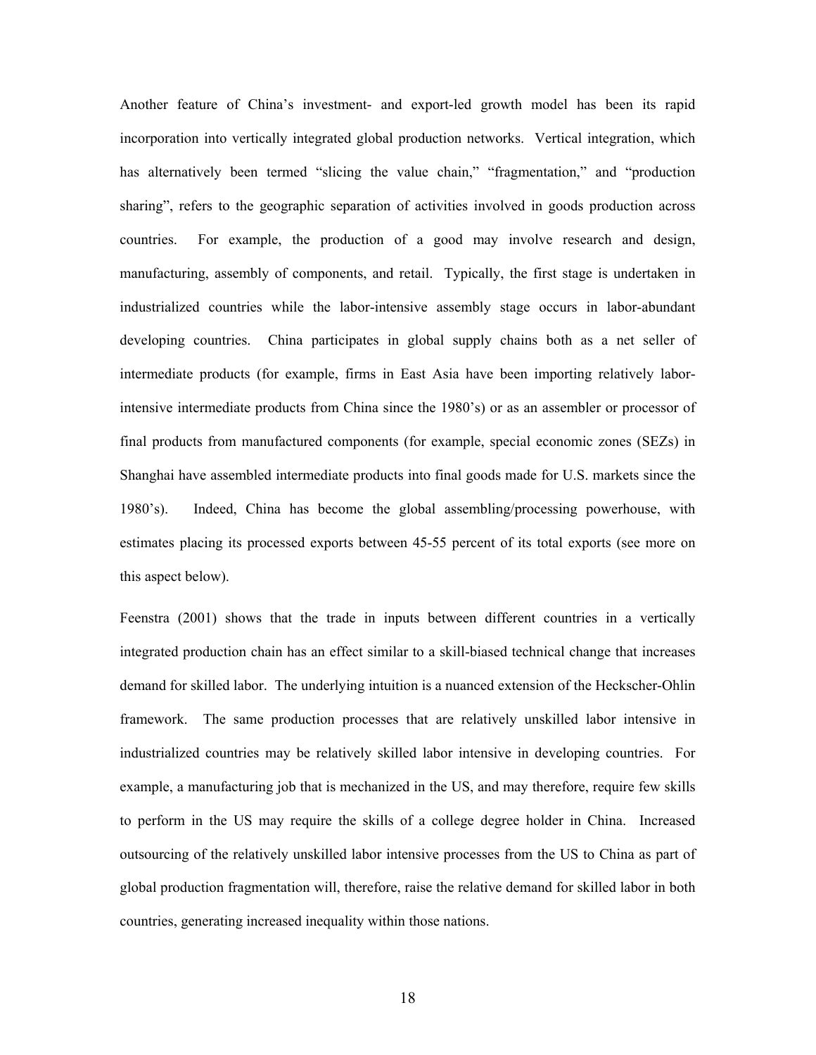Another feature of China's investment- and export-led growth model has been its rapid incorporation into vertically integrated global production networks. Vertical integration, which has alternatively been termed "slicing the value chain," "fragmentation," and "production sharing", refers to the geographic separation of activities involved in goods production across countries. For example, the production of a good may involve research and design, manufacturing, assembly of components, and retail. Typically, the first stage is undertaken in industrialized countries while the labor-intensive assembly stage occurs in labor-abundant developing countries. China participates in global supply chains both as a net seller of intermediate products (for example, firms in East Asia have been importing relatively labor-intensive intermediate products from China since the 1980's) or as an assembler or processor of final products from manufactured components (for example, special economic zones (SEZs) in Shanghai have assembled intermediate products into final goods made for U.S. markets since the 1980's). Indeed, China has become the global assembling/processing powerhouse, with estimates placing its processed exports between 45-55 percent of its total exports (see more on this aspect below).

Feenstra (2001) shows that the trade in inputs between different countries in a vertically integrated production chain has an effect similar to a skill-biased technical change that increases demand for skilled labor. The underlying intuition is a nuanced extension of the Heckscher-Ohlin framework. The same production processes that are relatively unskilled labor intensive in industrialized countries may be relatively skilled labor intensive in developing countries. For example, a manufacturing job that is mechanized in the US, and may therefore, require few skills to perform in the US may require the skills of a college degree holder in China. Increased outsourcing of the relatively unskilled labor intensive processes from the US to China as part of global production fragmentation will, therefore, raise the relative demand for skilled labor in both countries, generating increased inequality within those nations.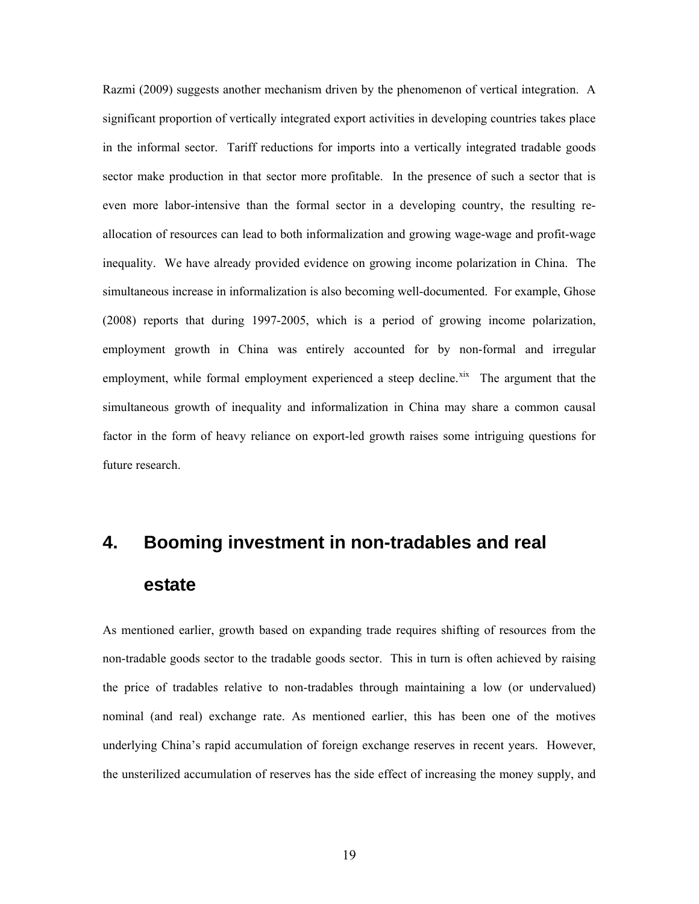Razmi (2009) suggests another mechanism driven by the phenomenon of vertical integration. A significant proportion of vertically integrated export activities in developing countries takes place in the informal sector. Tariff reductions for imports into a vertically integrated tradable goods sector make production in that sector more profitable. In the presence of such a sector that is even more labor-intensive than the formal sector in a developing country, the resulting re-allocation of resources can lead to both informalization and growing wage-wage and profit-wage inequality. We have already provided evidence on growing income polarization in China. The simultaneous increase in informalization is also becoming well-documented. For example, Ghose (2008) reports that during 1997-2005, which is a period of growing income polarization, employment growth in China was entirely accounted for by non-formal and irregular employment, while formal employment experienced a steep decline.[xix] The argument that the simultaneous growth of inequality and informalization in China may share a common causal factor in the form of heavy reliance on export-led growth raises some intriguing questions for future research.

## 4. Booming investment in non-tradables and real estate

As mentioned earlier, growth based on expanding trade requires shifting of resources from the non-tradable goods sector to the tradable goods sector. This in turn is often achieved by raising the price of tradables relative to non-tradables through maintaining a low (or undervalued) nominal (and real) exchange rate. As mentioned earlier, this has been one of the motives underlying China's rapid accumulation of foreign exchange reserves in recent years. However, the unsterilized accumulation of reserves has the side effect of increasing the money supply, and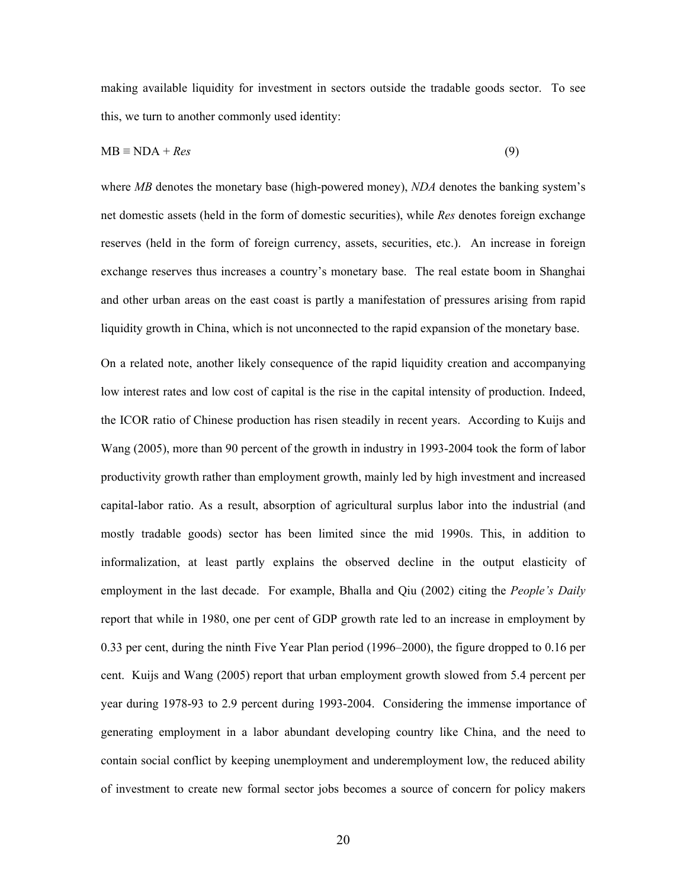making available liquidity for investment in sectors outside the tradable goods sector. To see this, we turn to another commonly used identity:

$$MB \equiv NDA + Res \quad (9)$$

where *MB* denotes the monetary base (high-powered money), *NDA* denotes the banking system's net domestic assets (held in the form of domestic securities), while *Res* denotes foreign exchange reserves (held in the form of foreign currency, assets, securities, etc.). An increase in foreign exchange reserves thus increases a country's monetary base. The real estate boom in Shanghai and other urban areas on the east coast is partly a manifestation of pressures arising from rapid liquidity growth in China, which is not unconnected to the rapid expansion of the monetary base.

On a related note, another likely consequence of the rapid liquidity creation and accompanying low interest rates and low cost of capital is the rise in the capital intensity of production. Indeed, the ICOR ratio of Chinese production has risen steadily in recent years. According to Kuijs and Wang (2005), more than 90 percent of the growth in industry in 1993-2004 took the form of labor productivity growth rather than employment growth, mainly led by high investment and increased capital-labor ratio. As a result, absorption of agricultural surplus labor into the industrial (and mostly tradable goods) sector has been limited since the mid 1990s. This, in addition to informalization, at least partly explains the observed decline in the output elasticity of employment in the last decade. For example, Bhalla and Qiu (2002) citing the *People's Daily* report that while in 1980, one per cent of GDP growth rate led to an increase in employment by 0.33 per cent, during the ninth Five Year Plan period (1996–2000), the figure dropped to 0.16 per cent. Kuijs and Wang (2005) report that urban employment growth slowed from 5.4 percent per year during 1978-93 to 2.9 percent during 1993-2004. Considering the immense importance of generating employment in a labor abundant developing country like China, and the need to contain social conflict by keeping unemployment and underemployment low, the reduced ability of investment to create new formal sector jobs becomes a source of concern for policy makers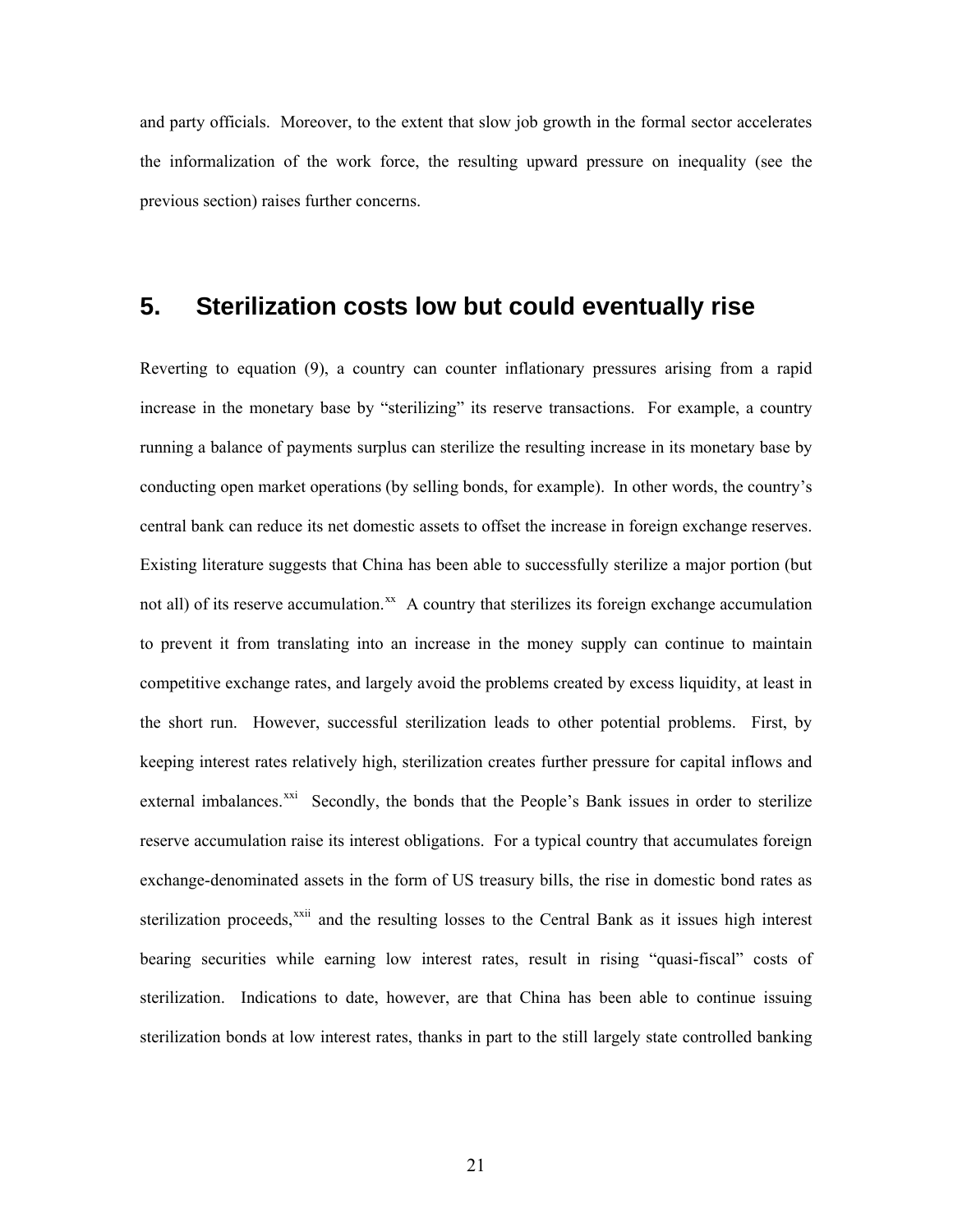and party officials. Moreover, to the extent that slow job growth in the formal sector accelerates the informalization of the work force, the resulting upward pressure on inequality (see the previous section) raises further concerns.

## 5. Sterilization costs low but could eventually rise

Reverting to equation (9), a country can counter inflationary pressures arising from a rapid increase in the monetary base by "sterilizing" its reserve transactions. For example, a country running a balance of payments surplus can sterilize the resulting increase in its monetary base by conducting open market operations (by selling bonds, for example). In other words, the country's central bank can reduce its net domestic assets to offset the increase in foreign exchange reserves. Existing literature suggests that China has been able to successfully sterilize a major portion (but not all) of its reserve accumulation.[xx] A country that sterilizes its foreign exchange accumulation to prevent it from translating into an increase in the money supply can continue to maintain competitive exchange rates, and largely avoid the problems created by excess liquidity, at least in the short run. However, successful sterilization leads to other potential problems. First, by keeping interest rates relatively high, sterilization creates further pressure for capital inflows and external imbalances.[xxi] Secondly, the bonds that the People's Bank issues in order to sterilize reserve accumulation raise its interest obligations. For a typical country that accumulates foreign exchange-denominated assets in the form of US treasury bills, the rise in domestic bond rates as sterilization proceeds,[xxii] and the resulting losses to the Central Bank as it issues high interest bearing securities while earning low interest rates, result in rising "quasi-fiscal" costs of sterilization. Indications to date, however, are that China has been able to continue issuing sterilization bonds at low interest rates, thanks in part to the still largely state controlled banking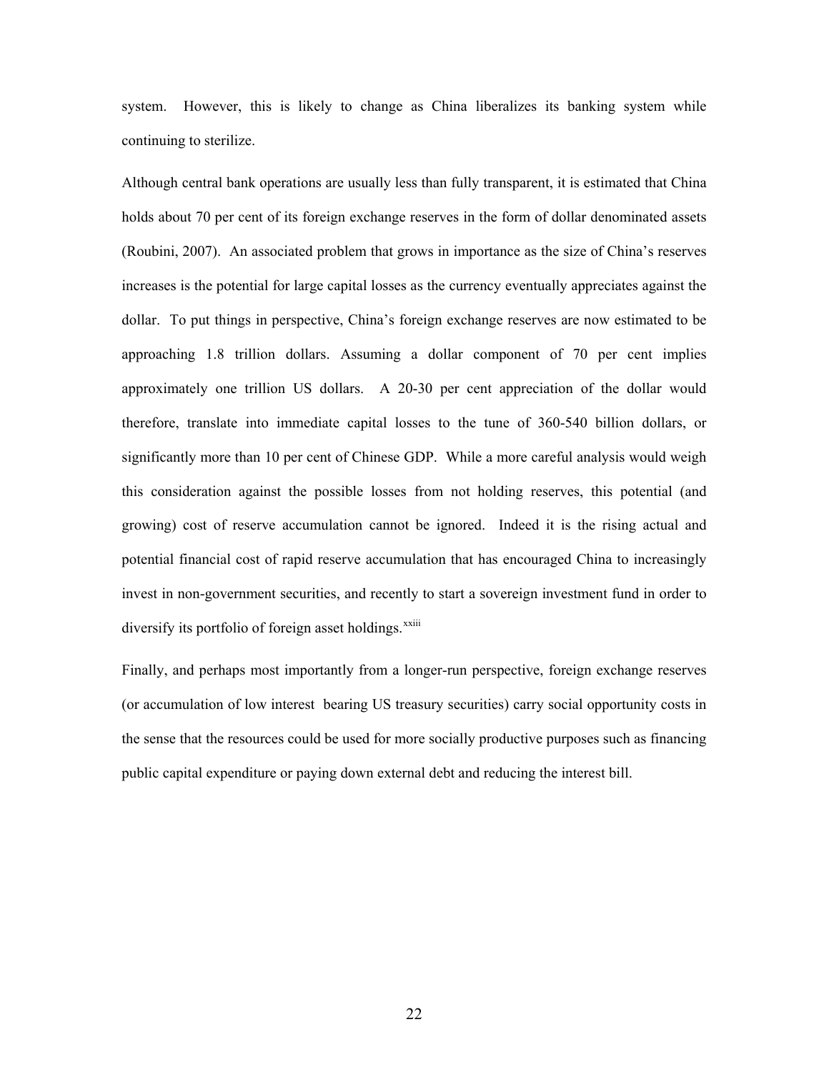system. However, this is likely to change as China liberalizes its banking system while continuing to sterilize.

Although central bank operations are usually less than fully transparent, it is estimated that China holds about 70 per cent of its foreign exchange reserves in the form of dollar denominated assets (Roubini, 2007). An associated problem that grows in importance as the size of China's reserves increases is the potential for large capital losses as the currency eventually appreciates against the dollar. To put things in perspective, China's foreign exchange reserves are now estimated to be approaching 1.8 trillion dollars. Assuming a dollar component of 70 per cent implies approximately one trillion US dollars. A 20-30 per cent appreciation of the dollar would therefore, translate into immediate capital losses to the tune of 360-540 billion dollars, or significantly more than 10 per cent of Chinese GDP. While a more careful analysis would weigh this consideration against the possible losses from not holding reserves, this potential (and growing) cost of reserve accumulation cannot be ignored. Indeed it is the rising actual and potential financial cost of rapid reserve accumulation that has encouraged China to increasingly invest in non-government securities, and recently to start a sovereign investment fund in order to diversify its portfolio of foreign asset holdings.[xxiii]

Finally, and perhaps most importantly from a longer-run perspective, foreign exchange reserves (or accumulation of low interest bearing US treasury securities) carry social opportunity costs in the sense that the resources could be used for more socially productive purposes such as financing public capital expenditure or paying down external debt and reducing the interest bill.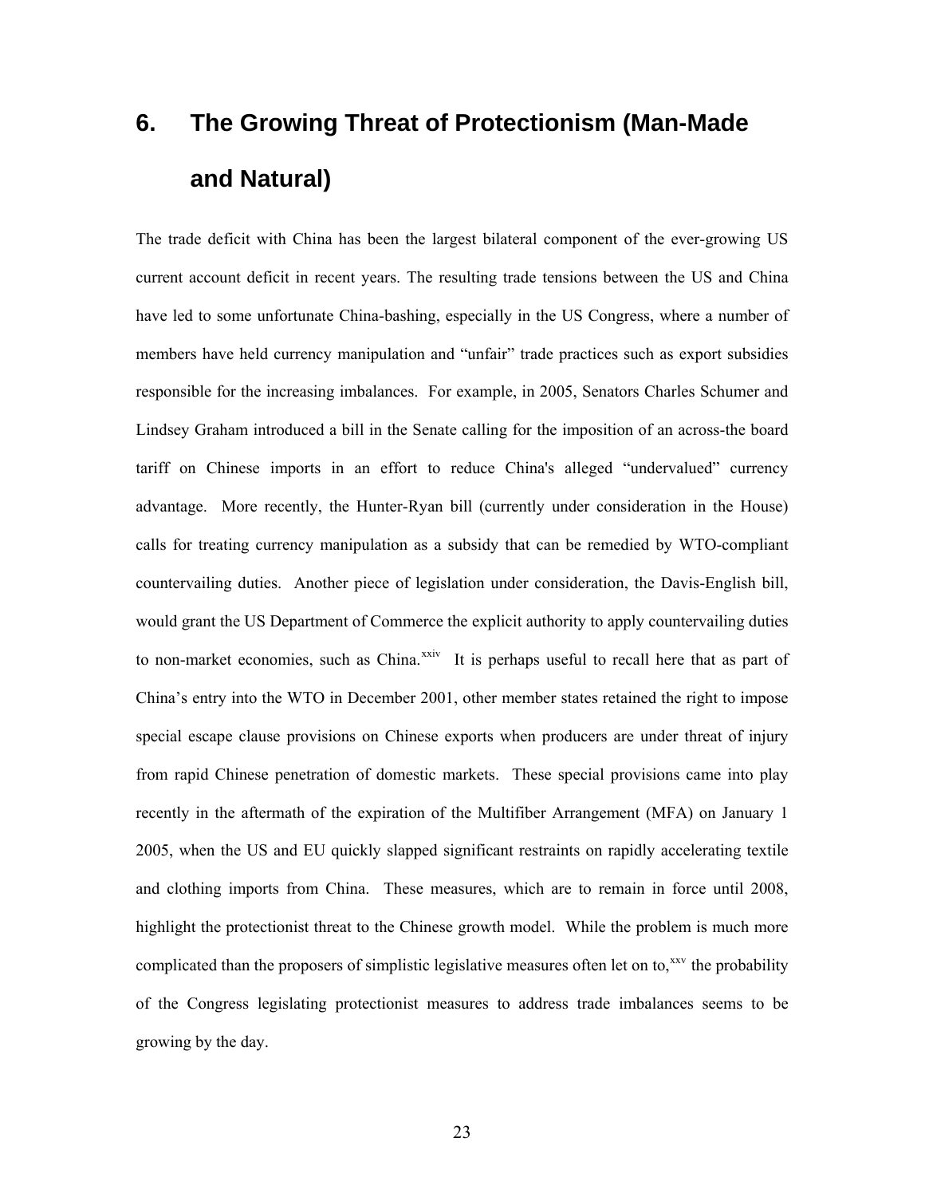# 6. The Growing Threat of Protectionism (Man-Made and Natural)

The trade deficit with China has been the largest bilateral component of the ever-growing US current account deficit in recent years. The resulting trade tensions between the US and China have led to some unfortunate China-bashing, especially in the US Congress, where a number of members have held currency manipulation and "unfair" trade practices such as export subsidies responsible for the increasing imbalances. For example, in 2005, Senators Charles Schumer and Lindsey Graham introduced a bill in the Senate calling for the imposition of an across-the board tariff on Chinese imports in an effort to reduce China's alleged "undervalued" currency advantage. More recently, the Hunter-Ryan bill (currently under consideration in the House) calls for treating currency manipulation as a subsidy that can be remedied by WTO-compliant countervailing duties. Another piece of legislation under consideration, the Davis-English bill, would grant the US Department of Commerce the explicit authority to apply countervailing duties to non-market economies, such as China.[xxiv] It is perhaps useful to recall here that as part of China's entry into the WTO in December 2001, other member states retained the right to impose special escape clause provisions on Chinese exports when producers are under threat of injury from rapid Chinese penetration of domestic markets. These special provisions came into play recently in the aftermath of the expiration of the Multifiber Arrangement (MFA) on January 1 2005, when the US and EU quickly slapped significant restraints on rapidly accelerating textile and clothing imports from China. These measures, which are to remain in force until 2008, highlight the protectionist threat to the Chinese growth model. While the problem is much more complicated than the proposers of simplistic legislative measures often let on to,[xxv] the probability of the Congress legislating protectionist measures to address trade imbalances seems to be growing by the day.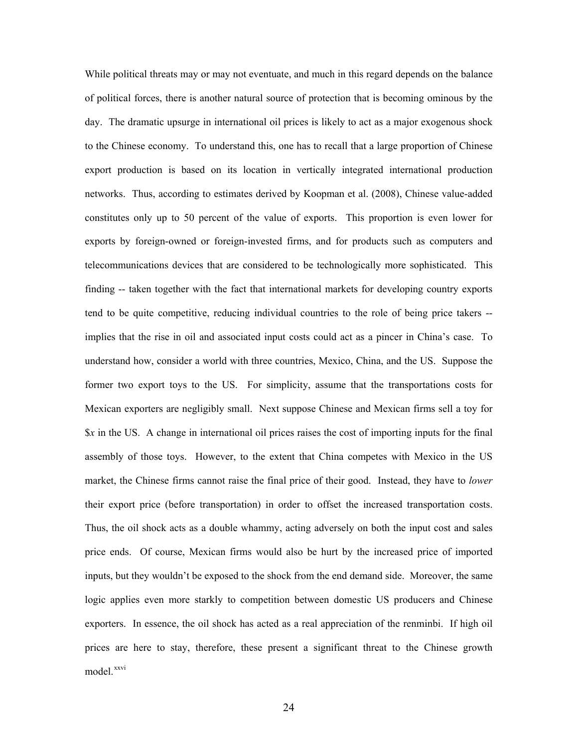While political threats may or may not eventuate, and much in this regard depends on the balance of political forces, there is another natural source of protection that is becoming ominous by the day. The dramatic upsurge in international oil prices is likely to act as a major exogenous shock to the Chinese economy. To understand this, one has to recall that a large proportion of Chinese export production is based on its location in vertically integrated international production networks. Thus, according to estimates derived by Koopman et al. (2008), Chinese value-added constitutes only up to 50 percent of the value of exports. This proportion is even lower for exports by foreign-owned or foreign-invested firms, and for products such as computers and telecommunications devices that are considered to be technologically more sophisticated. This finding -- taken together with the fact that international markets for developing country exports tend to be quite competitive, reducing individual countries to the role of being price takers -- implies that the rise in oil and associated input costs could act as a pincer in China's case. To understand how, consider a world with three countries, Mexico, China, and the US. Suppose the former two export toys to the US. For simplicity, assume that the transportations costs for Mexican exporters are negligibly small. Next suppose Chinese and Mexican firms sell a toy for $\$x$ in the US. A change in international oil prices raises the cost of importing inputs for the final assembly of those toys. However, to the extent that China competes with Mexico in the US market, the Chinese firms cannot raise the final price of their good. Instead, they have to *lower* their export price (before transportation) in order to offset the increased transportation costs. Thus, the oil shock acts as a double whammy, acting adversely on both the input cost and sales price ends. Of course, Mexican firms would also be hurt by the increased price of imported inputs, but they wouldn't be exposed to the shock from the end demand side. Moreover, the same logic applies even more starkly to competition between domestic US producers and Chinese exporters. In essence, the oil shock has acted as a real appreciation of the renminbi. If high oil prices are here to stay, therefore, these present a significant threat to the Chinese growth model.[xxvi]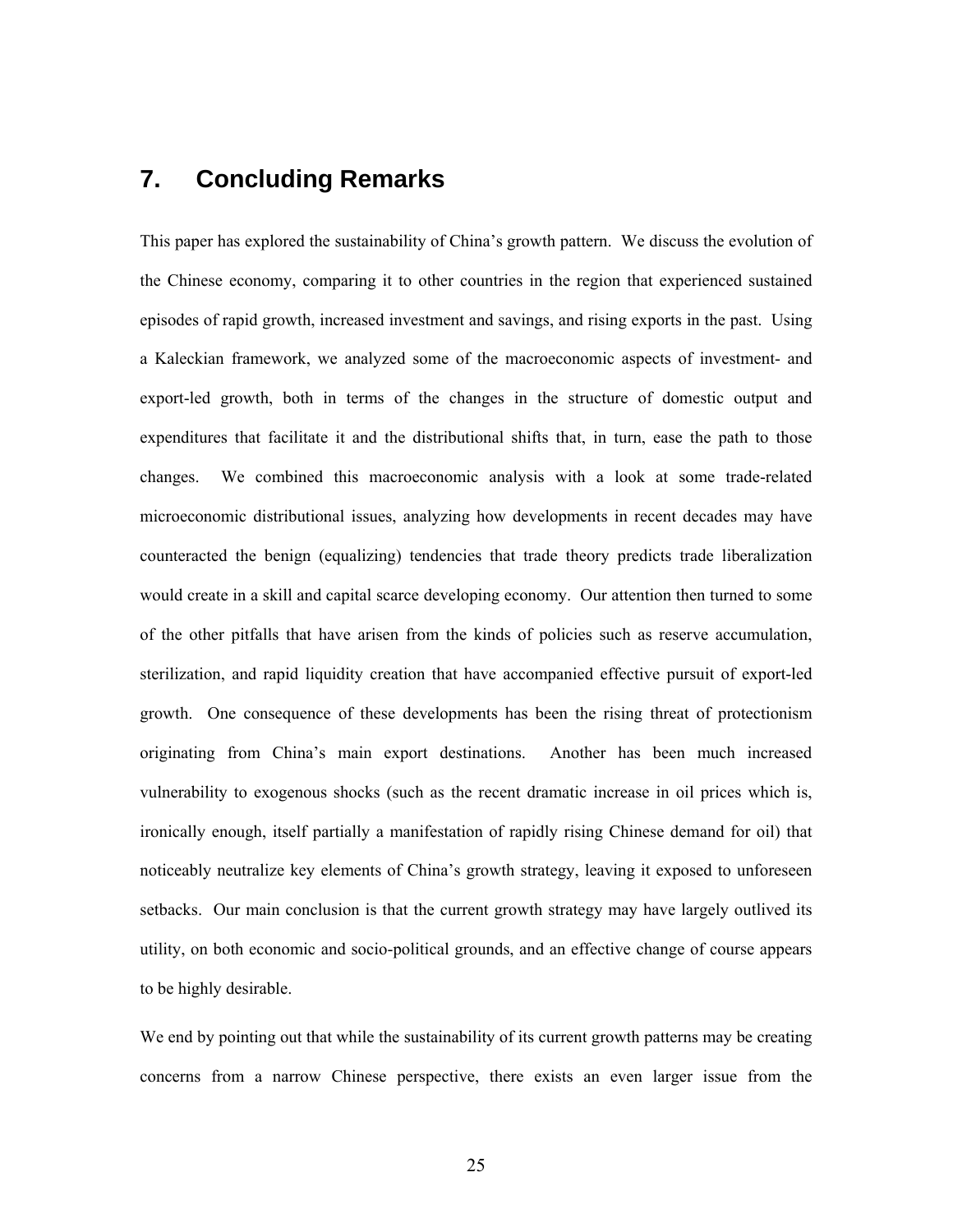## 7. Concluding Remarks

This paper has explored the sustainability of China's growth pattern. We discuss the evolution of the Chinese economy, comparing it to other countries in the region that experienced sustained episodes of rapid growth, increased investment and savings, and rising exports in the past. Using a Kaleckian framework, we analyzed some of the macroeconomic aspects of investment- and export-led growth, both in terms of the changes in the structure of domestic output and expenditures that facilitate it and the distributional shifts that, in turn, ease the path to those changes. We combined this macroeconomic analysis with a look at some trade-related microeconomic distributional issues, analyzing how developments in recent decades may have counteracted the benign (equalizing) tendencies that trade theory predicts trade liberalization would create in a skill and capital scarce developing economy. Our attention then turned to some of the other pitfalls that have arisen from the kinds of policies such as reserve accumulation, sterilization, and rapid liquidity creation that have accompanied effective pursuit of export-led growth. One consequence of these developments has been the rising threat of protectionism originating from China's main export destinations. Another has been much increased vulnerability to exogenous shocks (such as the recent dramatic increase in oil prices which is, ironically enough, itself partially a manifestation of rapidly rising Chinese demand for oil) that noticeably neutralize key elements of China's growth strategy, leaving it exposed to unforeseen setbacks. Our main conclusion is that the current growth strategy may have largely outlived its utility, on both economic and socio-political grounds, and an effective change of course appears to be highly desirable.

We end by pointing out that while the sustainability of its current growth patterns may be creating concerns from a narrow Chinese perspective, there exists an even larger issue from the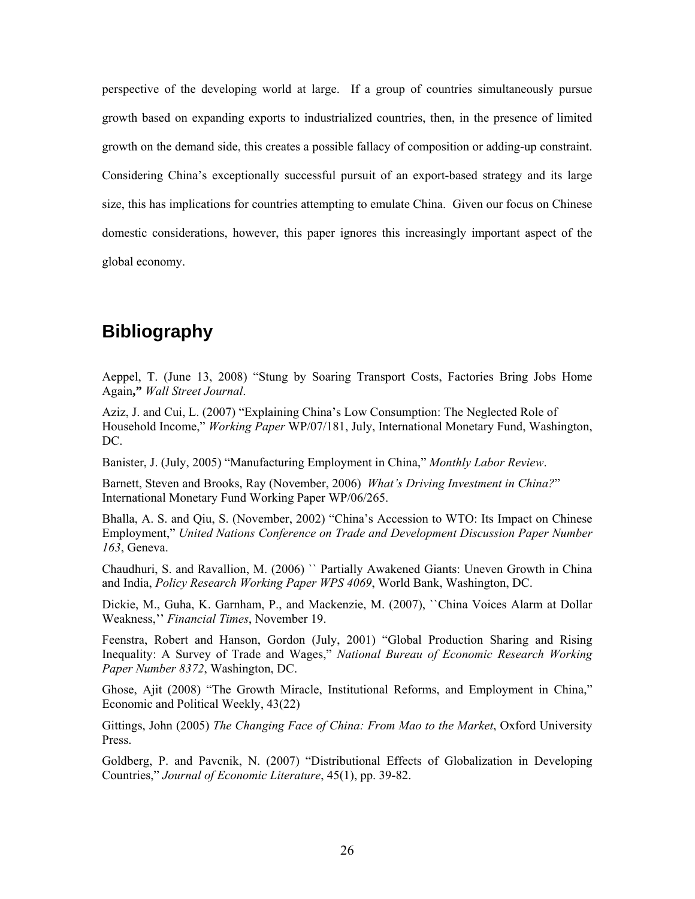perspective of the developing world at large. If a group of countries simultaneously pursue growth based on expanding exports to industrialized countries, then, in the presence of limited growth on the demand side, this creates a possible fallacy of composition or adding-up constraint. Considering China's exceptionally successful pursuit of an export-based strategy and its large size, this has implications for countries attempting to emulate China. Given our focus on Chinese domestic considerations, however, this paper ignores this increasingly important aspect of the global economy.

## Bibliography

Aeppel, T. (June 13, 2008) "Stung by Soaring Transport Costs, Factories Bring Jobs Home Again**,"** *Wall Street Journal*.

Aziz, J. and Cui, L. (2007) "Explaining China's Low Consumption: The Neglected Role of Household Income," *Working Paper* WP/07/181, July, International Monetary Fund, Washington, DC.

Banister, J. (July, 2005) "Manufacturing Employment in China," *Monthly Labor Review*.

Barnett, Steven and Brooks, Ray (November, 2006) *What's Driving Investment in China?*" International Monetary Fund Working Paper WP/06/265.

Bhalla, A. S. and Qiu, S. (November, 2002) "China's Accession to WTO: Its Impact on Chinese Employment," *United Nations Conference on Trade and Development Discussion Paper Number 163*, Geneva.

Chaudhuri, S. and Ravallion, M. (2006) `` Partially Awakened Giants: Uneven Growth in China and India, *Policy Research Working Paper WPS 4069*, World Bank, Washington, DC.

Dickie, M., Guha, K. Garnham, P., and Mackenzie, M. (2007), ``China Voices Alarm at Dollar Weakness,'' *Financial Times*, November 19.

Feenstra, Robert and Hanson, Gordon (July, 2001) "Global Production Sharing and Rising Inequality: A Survey of Trade and Wages," *National Bureau of Economic Research Working Paper Number 8372*, Washington, DC.

Ghose, Ajit (2008) "The Growth Miracle, Institutional Reforms, and Employment in China," Economic and Political Weekly, 43(22)

Gittings, John (2005) *The Changing Face of China: From Mao to the Market*, Oxford University Press.

Goldberg, P. and Pavcnik, N. (2007) "Distributional Effects of Globalization in Developing Countries," *Journal of Economic Literature*, 45(1), pp. 39-82.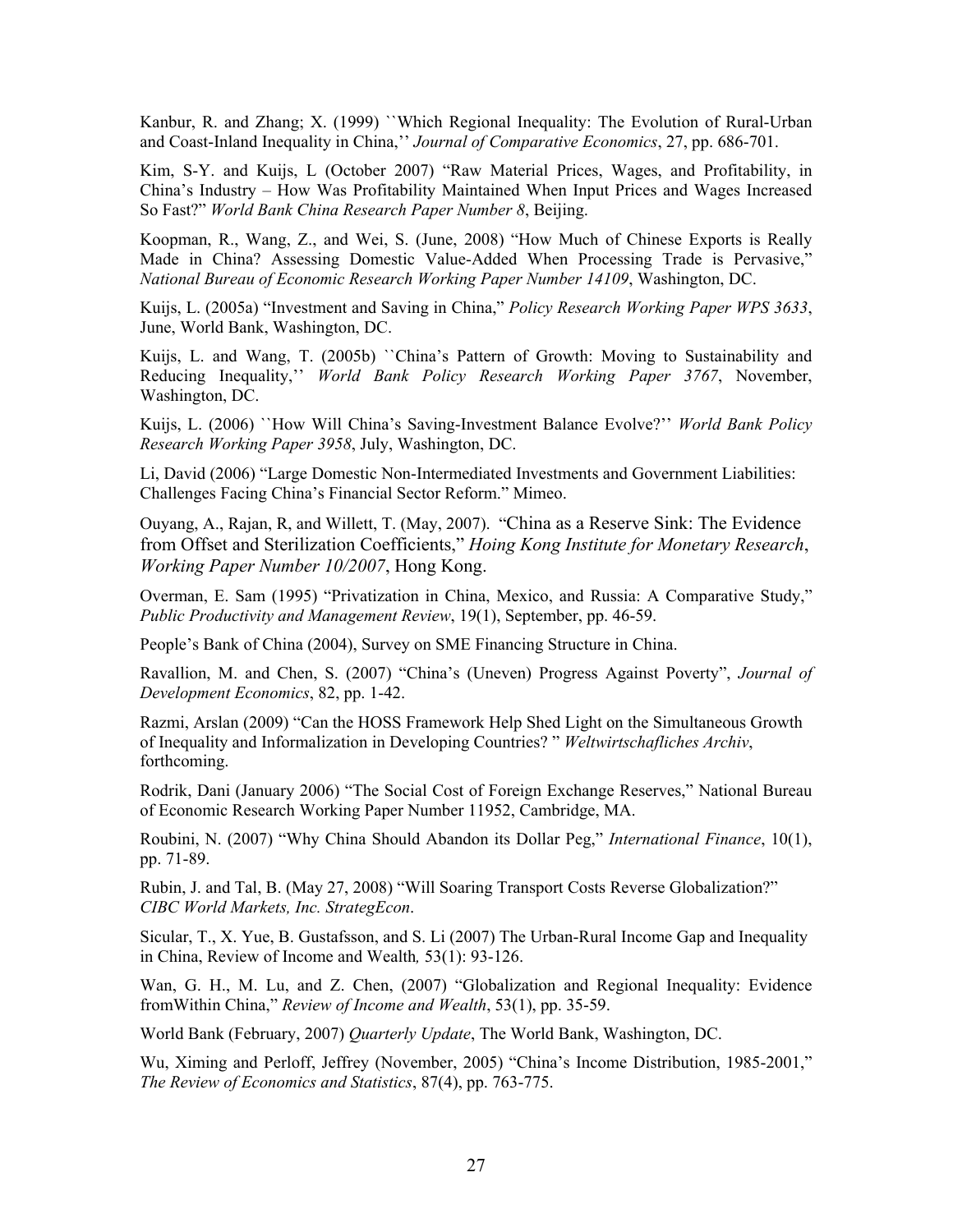Kanbur, R. and Zhang; X. (1999) ``Which Regional Inequality: The Evolution of Rural-Urban and Coast-Inland Inequality in China,'' *Journal of Comparative Economics*, 27, pp. 686-701.

Kim, S-Y. and Kuijs, L (October 2007) "Raw Material Prices, Wages, and Profitability, in China's Industry – How Was Profitability Maintained When Input Prices and Wages Increased So Fast?" *World Bank China Research Paper Number 8*, Beijing.

Koopman, R., Wang, Z., and Wei, S. (June, 2008) "How Much of Chinese Exports is Really Made in China? Assessing Domestic Value-Added When Processing Trade is Pervasive," *National Bureau of Economic Research Working Paper Number 14109*, Washington, DC.

Kuijs, L. (2005a) "Investment and Saving in China," *Policy Research Working Paper WPS 3633*, June, World Bank, Washington, DC.

Kuijs, L. and Wang, T. (2005b) ``China's Pattern of Growth: Moving to Sustainability and Reducing Inequality,'' *World Bank Policy Research Working Paper 3767*, November, Washington, DC.

Kuijs, L. (2006) ``How Will China's Saving-Investment Balance Evolve?'' *World Bank Policy Research Working Paper 3958*, July, Washington, DC.

Li, David (2006) "Large Domestic Non-Intermediated Investments and Government Liabilities: Challenges Facing China's Financial Sector Reform." Mimeo.

Ouyang, A., Rajan, R, and Willett, T. (May, 2007). "China as a Reserve Sink: The Evidence from Offset and Sterilization Coefficients," *Hoing Kong Institute for Monetary Research*, *Working Paper Number 10/2007*, Hong Kong.

Overman, E. Sam (1995) "Privatization in China, Mexico, and Russia: A Comparative Study," *Public Productivity and Management Review*, 19(1), September, pp. 46-59.

People's Bank of China (2004), Survey on SME Financing Structure in China.

Ravallion, M. and Chen, S. (2007) "China's (Uneven) Progress Against Poverty", *Journal of Development Economics*, 82, pp. 1-42.

Razmi, Arslan (2009) "Can the HOSS Framework Help Shed Light on the Simultaneous Growth of Inequality and Informalization in Developing Countries? " *Weltwirtschafliches Archiv*, forthcoming.

Rodrik, Dani (January 2006) "The Social Cost of Foreign Exchange Reserves," National Bureau of Economic Research Working Paper Number 11952, Cambridge, MA.

Roubini, N. (2007) "Why China Should Abandon its Dollar Peg," *International Finance*, 10(1), pp. 71-89.

Rubin, J. and Tal, B. (May 27, 2008) "Will Soaring Transport Costs Reverse Globalization?" *CIBC World Markets, Inc. StrategEcon*.

Sicular, T., X. Yue, B. Gustafsson, and S. Li (2007) The Urban-Rural Income Gap and Inequality in China, Review of Income and Wealth*,* 53(1): 93-126.

Wan, G. H., M. Lu, and Z. Chen, (2007) "Globalization and Regional Inequality: Evidence fromWithin China," *Review of Income and Wealth*, 53(1), pp. 35-59.

World Bank (February, 2007) *Quarterly Update*, The World Bank, Washington, DC.

Wu, Ximing and Perloff, Jeffrey (November, 2005) "China's Income Distribution, 1985-2001," *The Review of Economics and Statistics*, 87(4), pp. 763-775.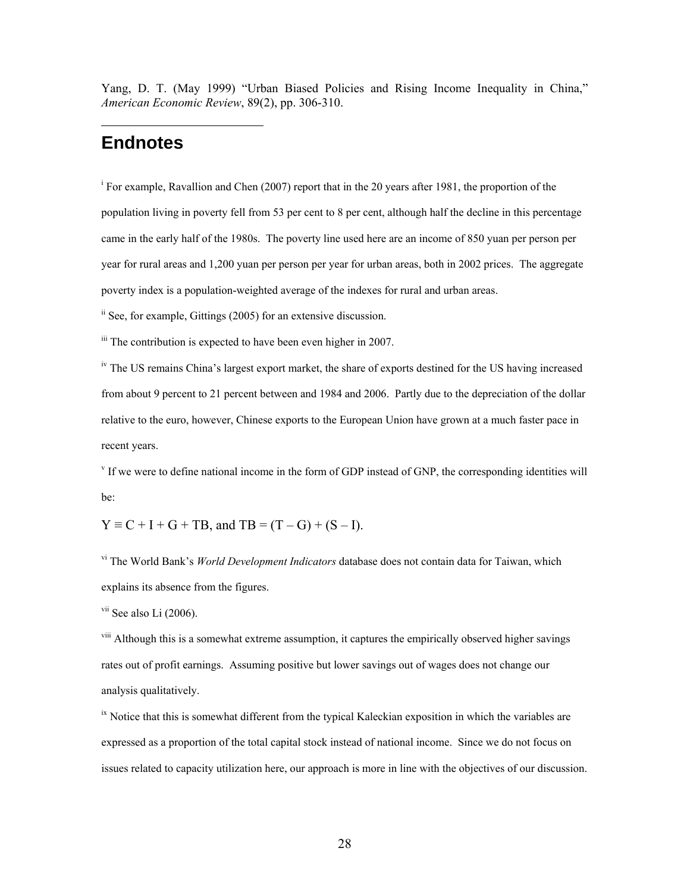Yang, D. T. (May 1999) "Urban Biased Policies and Rising Income Inequality in China," *American Economic Review*, 89(2), pp. 306-310.

## Endnotes

[i] For example, Ravallion and Chen (2007) report that in the 20 years after 1981, the proportion of the population living in poverty fell from 53 per cent to 8 per cent, although half the decline in this percentage came in the early half of the 1980s. The poverty line used here are an income of 850 yuan per person per year for rural areas and 1,200 yuan per person per year for urban areas, both in 2002 prices. The aggregate poverty index is a population-weighted average of the indexes for rural and urban areas.

[ii] See, for example, Gittings (2005) for an extensive discussion.

[iii] The contribution is expected to have been even higher in 2007.

[iv] The US remains China's largest export market, the share of exports destined for the US having increased from about 9 percent to 21 percent between and 1984 and 2006. Partly due to the depreciation of the dollar relative to the euro, however, Chinese exports to the European Union have grown at a much faster pace in recent years.

[v] If we were to define national income in the form of GDP instead of GNP, the corresponding identities will be:

$$Y \equiv C + I + G + TB, \text{ and } TB = (T - G) + (S - I).$$

[vi] The World Bank's *World Development Indicators* database does not contain data for Taiwan, which explains its absence from the figures.

[vii] See also Li (2006).

[viii] Although this is a somewhat extreme assumption, it captures the empirically observed higher savings rates out of profit earnings. Assuming positive but lower savings out of wages does not change our analysis qualitatively.

[ix] Notice that this is somewhat different from the typical Kaleckian exposition in which the variables are expressed as a proportion of the total capital stock instead of national income. Since we do not focus on issues related to capacity utilization here, our approach is more in line with the objectives of our discussion.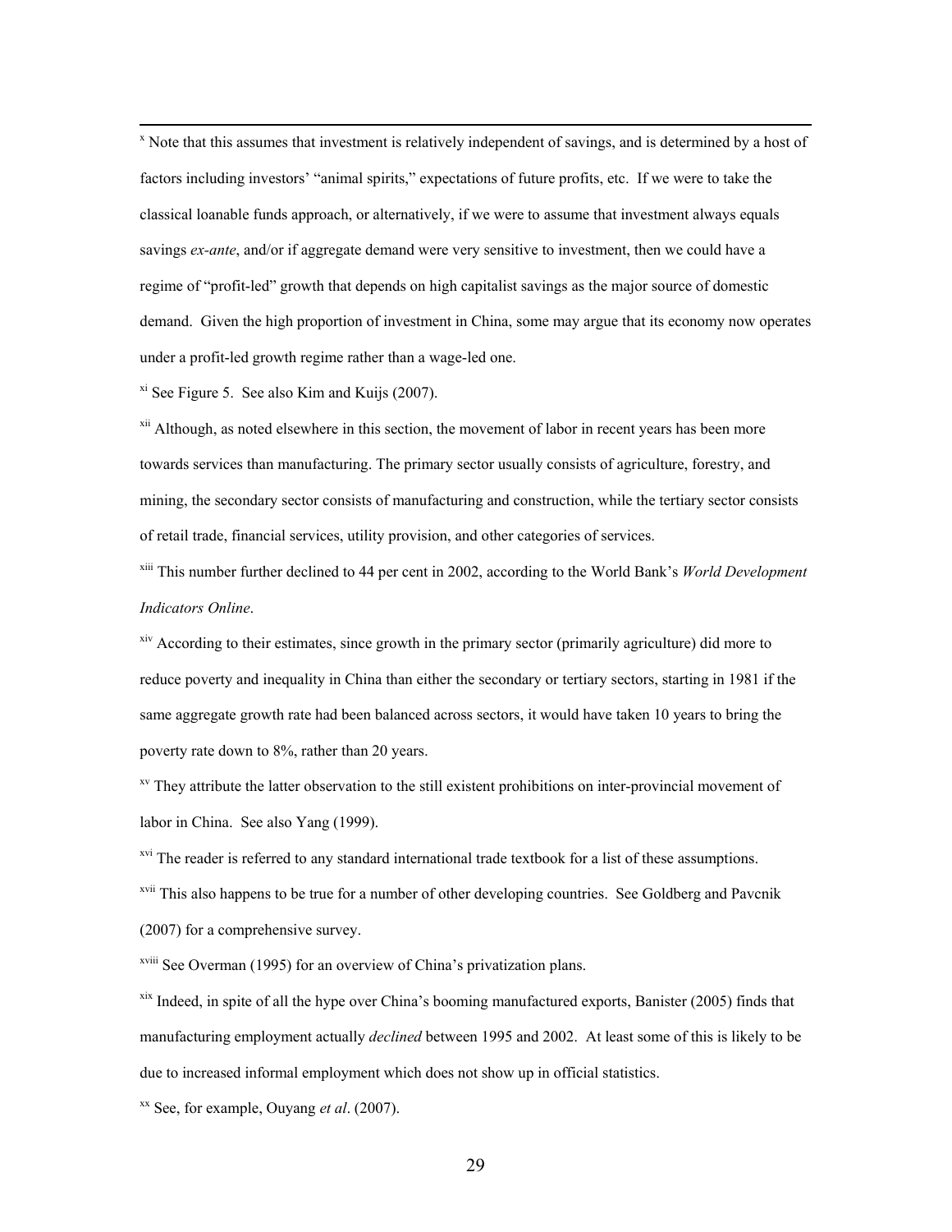[x] Note that this assumes that investment is relatively independent of savings, and is determined by a host of factors including investors' "animal spirits," expectations of future profits, etc. If we were to take the classical loanable funds approach, or alternatively, if we were to assume that investment always equals savings *ex-ante*, and/or if aggregate demand were very sensitive to investment, then we could have a regime of "profit-led" growth that depends on high capitalist savings as the major source of domestic demand. Given the high proportion of investment in China, some may argue that its economy now operates under a profit-led growth regime rather than a wage-led one.

[xi] See Figure 5. See also Kim and Kuijs (2007).

[xii] Although, as noted elsewhere in this section, the movement of labor in recent years has been more towards services than manufacturing. The primary sector usually consists of agriculture, forestry, and mining, the secondary sector consists of manufacturing and construction, while the tertiary sector consists of retail trade, financial services, utility provision, and other categories of services.

[xiii] This number further declined to 44 per cent in 2002, according to the World Bank's *World Development Indicators Online*.

[xiv] According to their estimates, since growth in the primary sector (primarily agriculture) did more to reduce poverty and inequality in China than either the secondary or tertiary sectors, starting in 1981 if the same aggregate growth rate had been balanced across sectors, it would have taken 10 years to bring the poverty rate down to 8%, rather than 20 years.

[xv] They attribute the latter observation to the still existent prohibitions on inter-provincial movement of labor in China. See also Yang (1999).

[xvi] The reader is referred to any standard international trade textbook for a list of these assumptions.

[xvii] This also happens to be true for a number of other developing countries. See Goldberg and Pavcnik (2007) for a comprehensive survey.

[xviii] See Overman (1995) for an overview of China's privatization plans.

[xix] Indeed, in spite of all the hype over China's booming manufactured exports, Banister (2005) finds that manufacturing employment actually *declined* between 1995 and 2002. At least some of this is likely to be due to increased informal employment which does not show up in official statistics.

[xx] See, for example, Ouyang *et al*. (2007).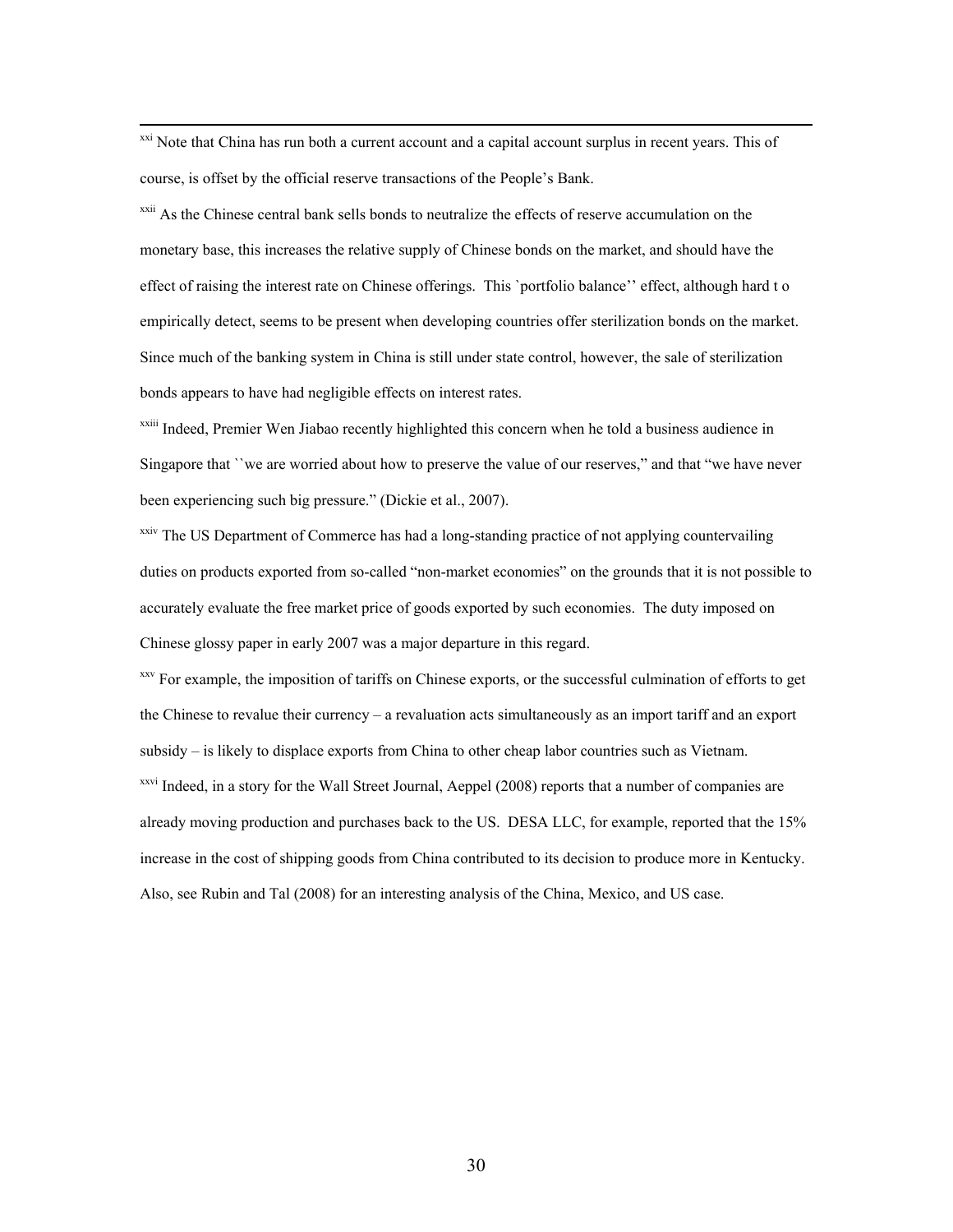[xxi] Note that China has run both a current account and a capital account surplus in recent years. This of course, is offset by the official reserve transactions of the People's Bank.

[xxii] As the Chinese central bank sells bonds to neutralize the effects of reserve accumulation on the monetary base, this increases the relative supply of Chinese bonds on the market, and should have the effect of raising the interest rate on Chinese offerings. This `portfolio balance'' effect, although hard t o empirically detect, seems to be present when developing countries offer sterilization bonds on the market. Since much of the banking system in China is still under state control, however, the sale of sterilization bonds appears to have had negligible effects on interest rates.

[xxiii] Indeed, Premier Wen Jiabao recently highlighted this concern when he told a business audience in Singapore that ``we are worried about how to preserve the value of our reserves," and that "we have never been experiencing such big pressure." (Dickie et al., 2007).

[xxiv] The US Department of Commerce has had a long-standing practice of not applying countervailing duties on products exported from so-called "non-market economies" on the grounds that it is not possible to accurately evaluate the free market price of goods exported by such economies. The duty imposed on Chinese glossy paper in early 2007 was a major departure in this regard.

[xxv] For example, the imposition of tariffs on Chinese exports, or the successful culmination of efforts to get the Chinese to revalue their currency – a revaluation acts simultaneously as an import tariff and an export subsidy – is likely to displace exports from China to other cheap labor countries such as Vietnam.

[xxvi] Indeed, in a story for the Wall Street Journal, Aeppel (2008) reports that a number of companies are already moving production and purchases back to the US. DESA LLC, for example, reported that the 15% increase in the cost of shipping goods from China contributed to its decision to produce more in Kentucky. Also, see Rubin and Tal (2008) for an interesting analysis of the China, Mexico, and US case.